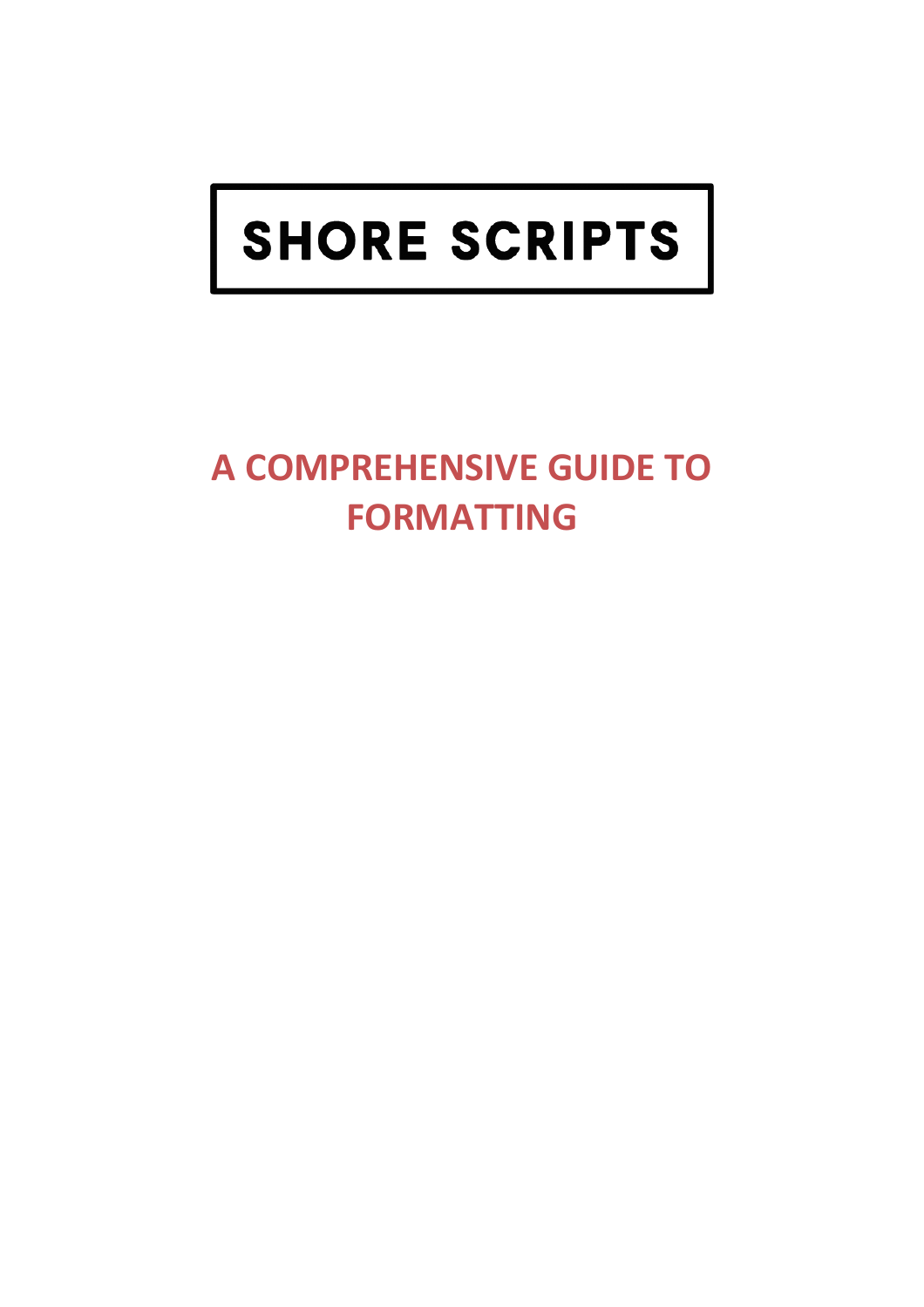# SHORE SCRIPTS

## A COMPREHENSIVE GUIDE TO FORMATTING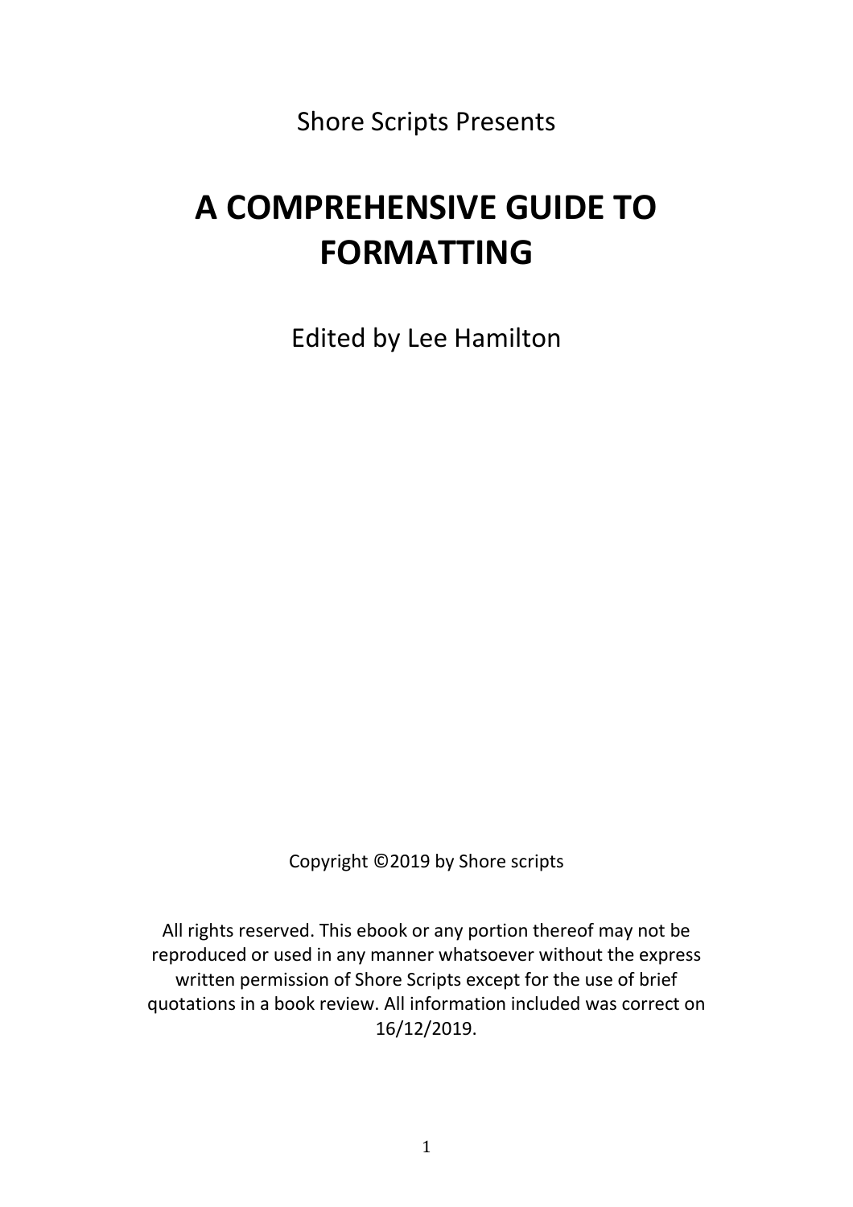Shore Scripts Presents

# A COMPREHENSIVE GUIDE TO FORMATTING

Edited by Lee Hamilton

Copyright ©2019 by Shore scripts

All rights reserved. This ebook or any portion thereof may not be reproduced or used in any manner whatsoever without the express written permission of Shore Scripts except for the use of brief quotations in a book review. All information included was correct on 16/12/2019.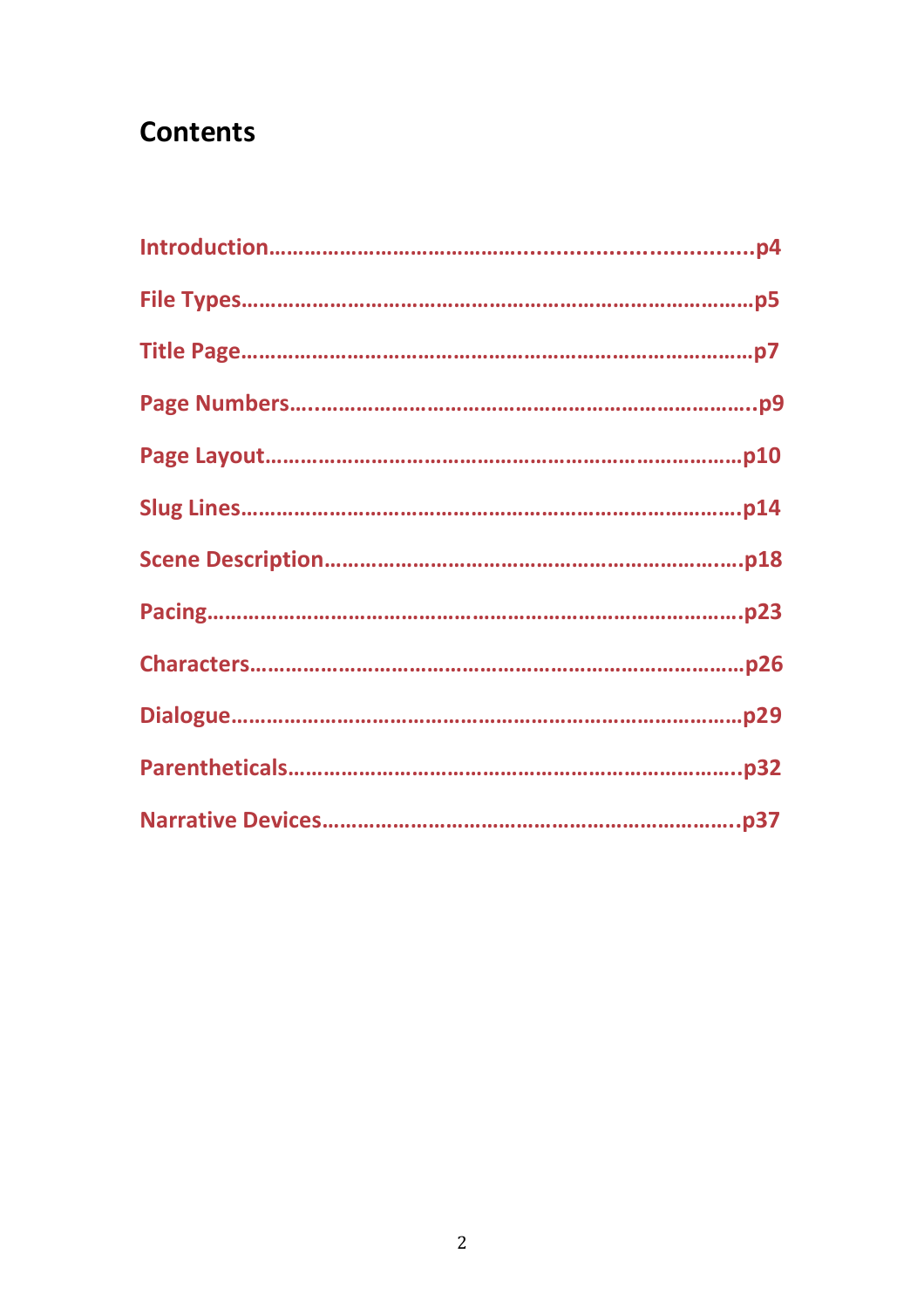## Contents

**Introduction……………………………….....................................p4**

**File Types…………………………………………………………………………p5**

**Title Page…………………………………………………………………………p7**

**Page Numbers….…………………………………………………………………p9**

**Page Layout……………………………………………………………………p10**

**Slug Lines………………………………………………………………………p14**

**Scene Description………………………………………………………….p18**

**Pacing………………………………………………………………………………p23**

**Characters………………………………………………………………………p26**

**Dialogue…………………………………………………………………………p29**

**Parentheticals……………………………………………………………….p32**

**Narrative Devices…………………………………………………………..p37**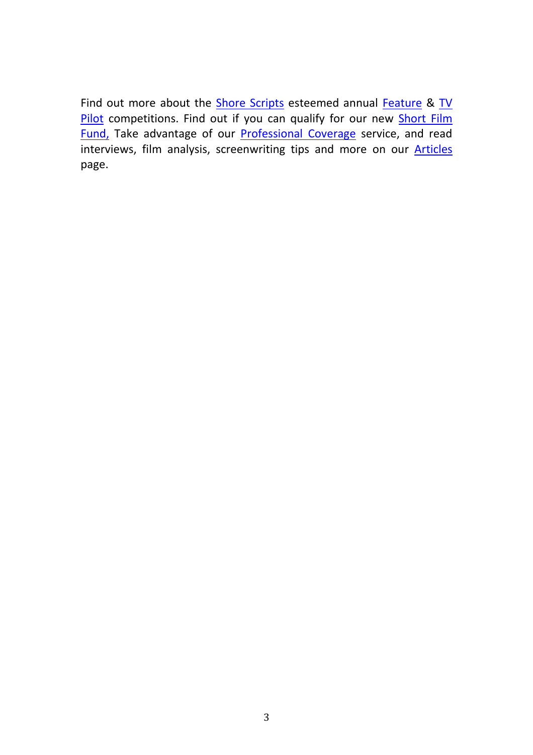Find out more about the Shore Scripts esteemed annual Feature & TV Pilot competitions. Find out if you can qualify for our new Short Film Fund, Take advantage of our Professional Coverage service, and read interviews, film analysis, screenwriting tips and more on our Articles page.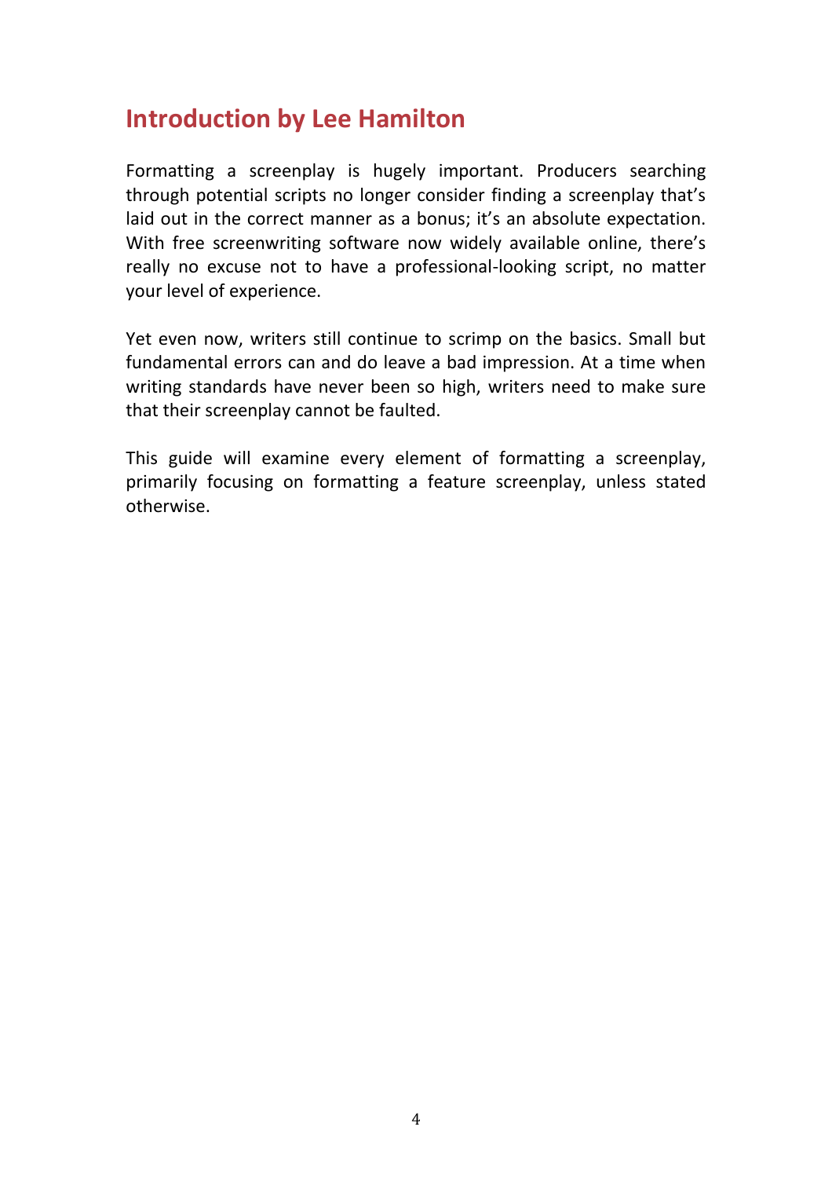# Introduction by Lee Hamilton

Formatting a screenplay is hugely important. Producers searching through potential scripts no longer consider finding a screenplay that's laid out in the correct manner as a bonus; it's an absolute expectation. With free screenwriting software now widely available online, there's really no excuse not to have a professional-looking script, no matter your level of experience.

Yet even now, writers still continue to scrimp on the basics. Small but fundamental errors can and do leave a bad impression. At a time when writing standards have never been so high, writers need to make sure that their screenplay cannot be faulted.

This guide will examine every element of formatting a screenplay, primarily focusing on formatting a feature screenplay, unless stated otherwise.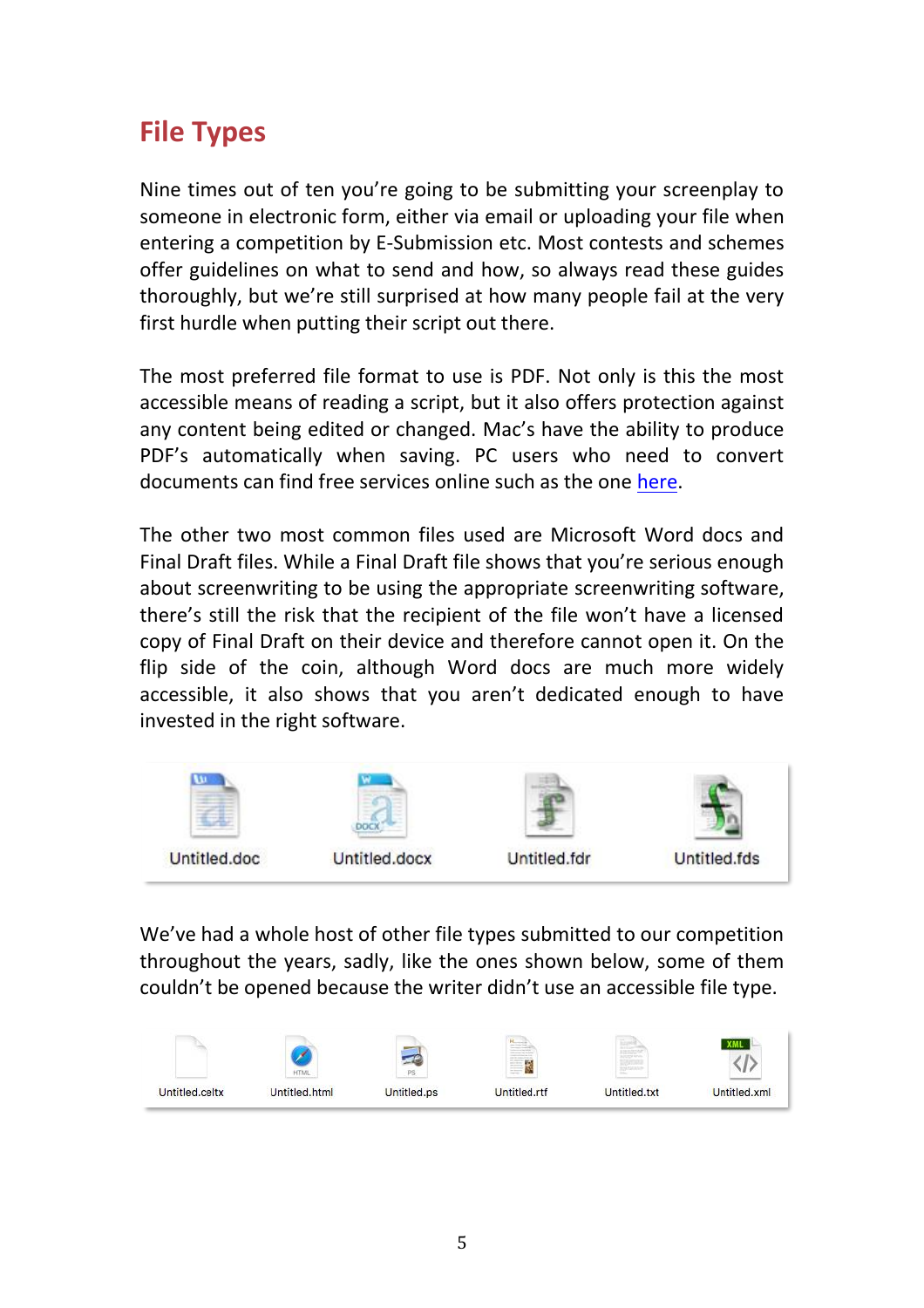# File Types

Nine times out of ten you're going to be submitting your screenplay to someone in electronic form, either via email or uploading your file when entering a competition by E-Submission etc. Most contests and schemes offer guidelines on what to send and how, so always read these guides thoroughly, but we're still surprised at how many people fail at the very first hurdle when putting their script out there.

The most preferred file format to use is PDF. Not only is this the most accessible means of reading a script, but it also offers protection against any content being edited or changed. Mac's have the ability to produce PDF's automatically when saving. PC users who need to convert documents can find free services online such as the one here.

The other two most common files used are Microsoft Word docs and Final Draft files. While a Final Draft file shows that you're serious enough about screenwriting to be using the appropriate screenwriting software, there's still the risk that the recipient of the file won't have a licensed copy of Final Draft on their device and therefore cannot open it. On the flip side of the coin, although Word docs are much more widely accessible, it also shows that you aren't dedicated enough to have invested in the right software.

Untitled.doc Untitled.docx Untitled.fdr Untitled.fds

We've had a whole host of other file types submitted to our competition throughout the years, sadly, like the ones shown below, some of them couldn't be opened because the writer didn't use an accessible file type.

Untitled.celtx Untitled.html Untitled.ps Untitled.rtf Untitled.txt Untitled.xml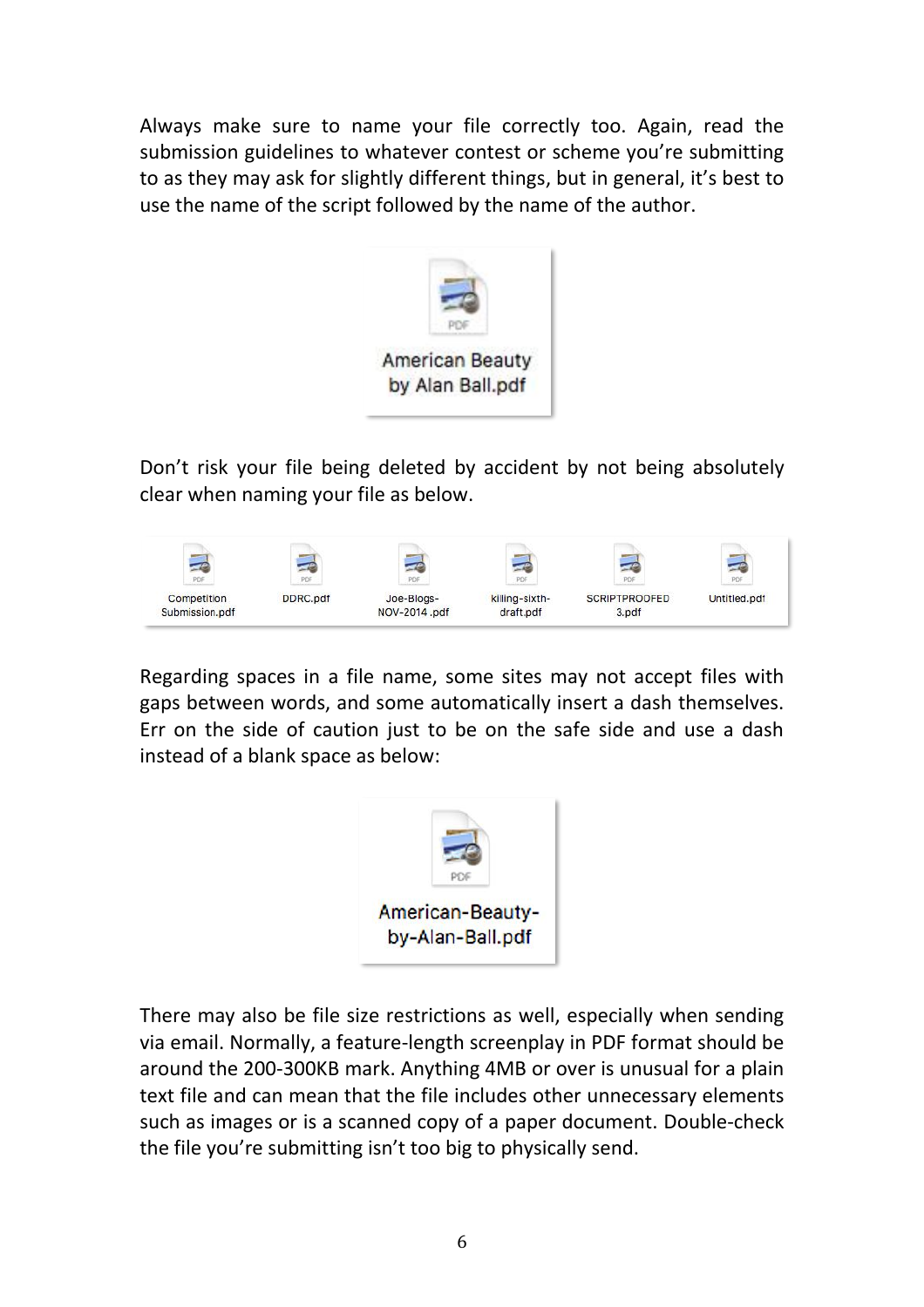Always make sure to name your file correctly too. Again, read the submission guidelines to whatever contest or scheme you're submitting to as they may ask for slightly different things, but in general, it's best to use the name of the script followed by the name of the author.

Don't risk your file being deleted by accident by not being absolutely clear when naming your file as below.

Regarding spaces in a file name, some sites may not accept files with gaps between words, and some automatically insert a dash themselves. Err on the side of caution just to be on the safe side and use a dash instead of a blank space as below:

There may also be file size restrictions as well, especially when sending via email. Normally, a feature-length screenplay in PDF format should be around the 200-300KB mark. Anything 4MB or over is unusual for a plain text file and can mean that the file includes other unnecessary elements such as images or is a scanned copy of a paper document. Double-check the file you're submitting isn't too big to physically send.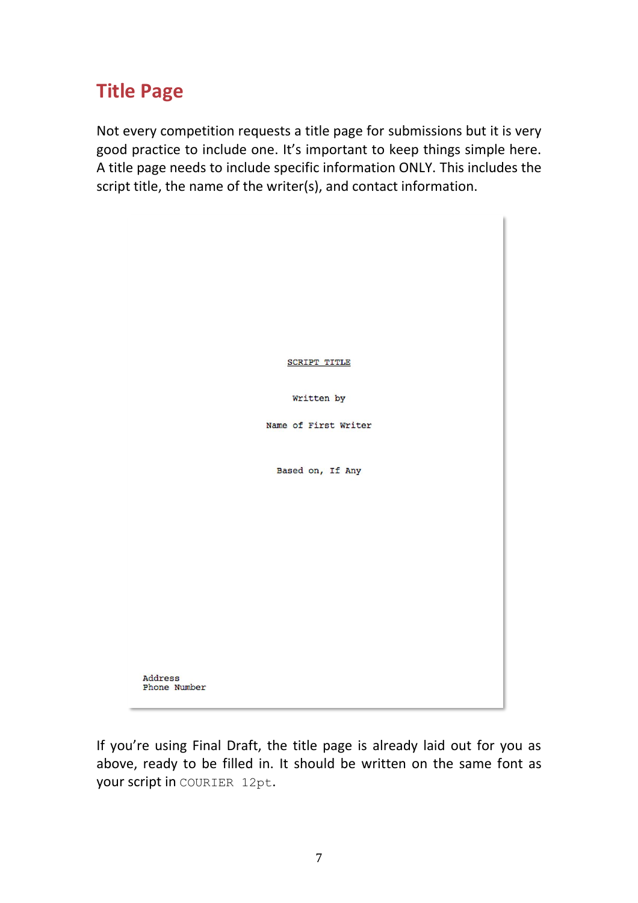## Title Page

Not every competition requests a title page for submissions but it is very good practice to include one. It's important to keep things simple here. A title page needs to include specific information ONLY. This includes the script title, the name of the writer(s), and contact information.

```
                         SCRIPT TITLE

                          Written by

                      Name of First Writer


                        Based on, If Any








Address
Phone Number
```

If you're using Final Draft, the title page is already laid out for you as above, ready to be filled in. It should be written on the same font as your script in `COURIER 12pt`.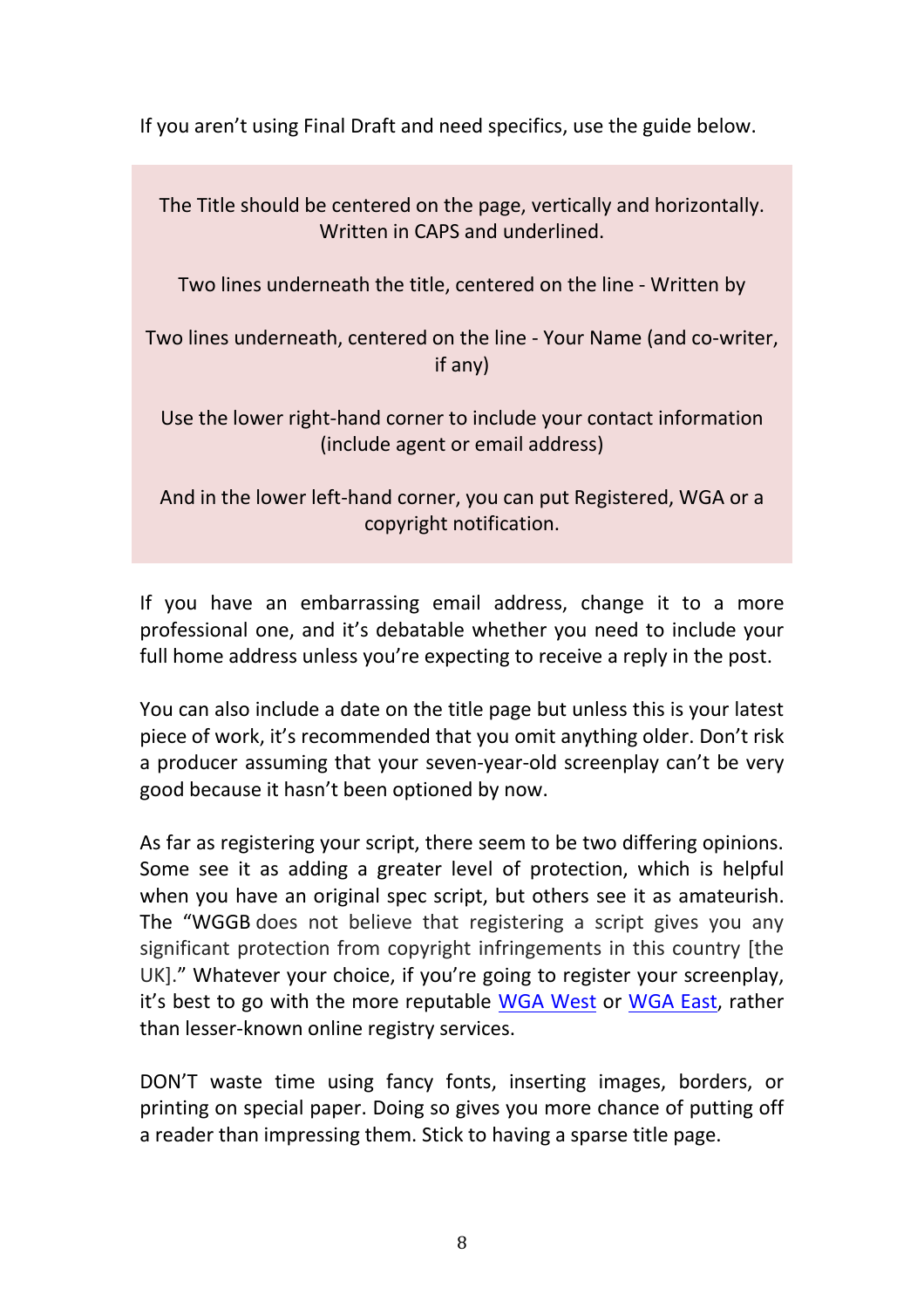If you aren't using Final Draft and need specifics, use the guide below.

> The Title should be centered on the page, vertically and horizontally. Written in CAPS and underlined.
>
> Two lines underneath the title, centered on the line - Written by
>
> Two lines underneath, centered on the line - Your Name (and co-writer, if any)
>
> Use the lower right-hand corner to include your contact information (include agent or email address)
>
> And in the lower left-hand corner, you can put Registered, WGA or a copyright notification.

If you have an embarrassing email address, change it to a more professional one, and it's debatable whether you need to include your full home address unless you're expecting to receive a reply in the post.

You can also include a date on the title page but unless this is your latest piece of work, it's recommended that you omit anything older. Don't risk a producer assuming that your seven-year-old screenplay can't be very good because it hasn't been optioned by now.

As far as registering your script, there seem to be two differing opinions. Some see it as adding a greater level of protection, which is helpful when you have an original spec script, but others see it as amateurish. The "WGGB does not believe that registering a script gives you any significant protection from copyright infringements in this country [the UK]." Whatever your choice, if you're going to register your screenplay, it's best to go with the more reputable WGA West or WGA East, rather than lesser-known online registry services.

DON'T waste time using fancy fonts, inserting images, borders, or printing on special paper. Doing so gives you more chance of putting off a reader than impressing them. Stick to having a sparse title page.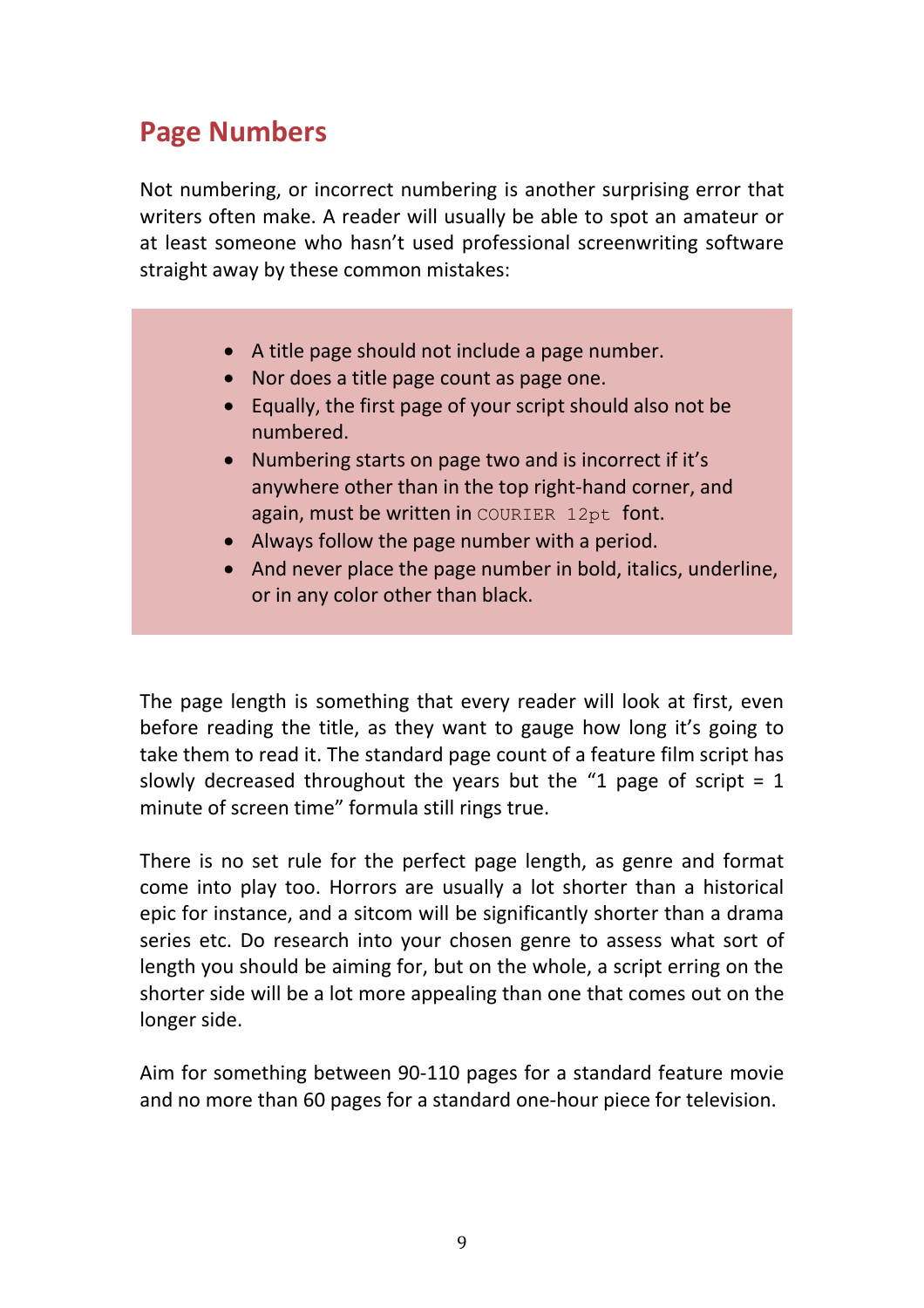## Page Numbers

Not numbering, or incorrect numbering is another surprising error that writers often make. A reader will usually be able to spot an amateur or at least someone who hasn't used professional screenwriting software straight away by these common mistakes:

- A title page should not include a page number.
- Nor does a title page count as page one.
- Equally, the first page of your script should also not be numbered.
- Numbering starts on page two and is incorrect if it's anywhere other than in the top right-hand corner, and again, must be written in `COURIER 12pt` font.
- Always follow the page number with a period.
- And never place the page number in bold, italics, underline, or in any color other than black.

The page length is something that every reader will look at first, even before reading the title, as they want to gauge how long it's going to take them to read it. The standard page count of a feature film script has slowly decreased throughout the years but the "1 page of script = 1 minute of screen time" formula still rings true.

There is no set rule for the perfect page length, as genre and format come into play too. Horrors are usually a lot shorter than a historical epic for instance, and a sitcom will be significantly shorter than a drama series etc. Do research into your chosen genre to assess what sort of length you should be aiming for, but on the whole, a script erring on the shorter side will be a lot more appealing than one that comes out on the longer side.

Aim for something between 90-110 pages for a standard feature movie and no more than 60 pages for a standard one-hour piece for television.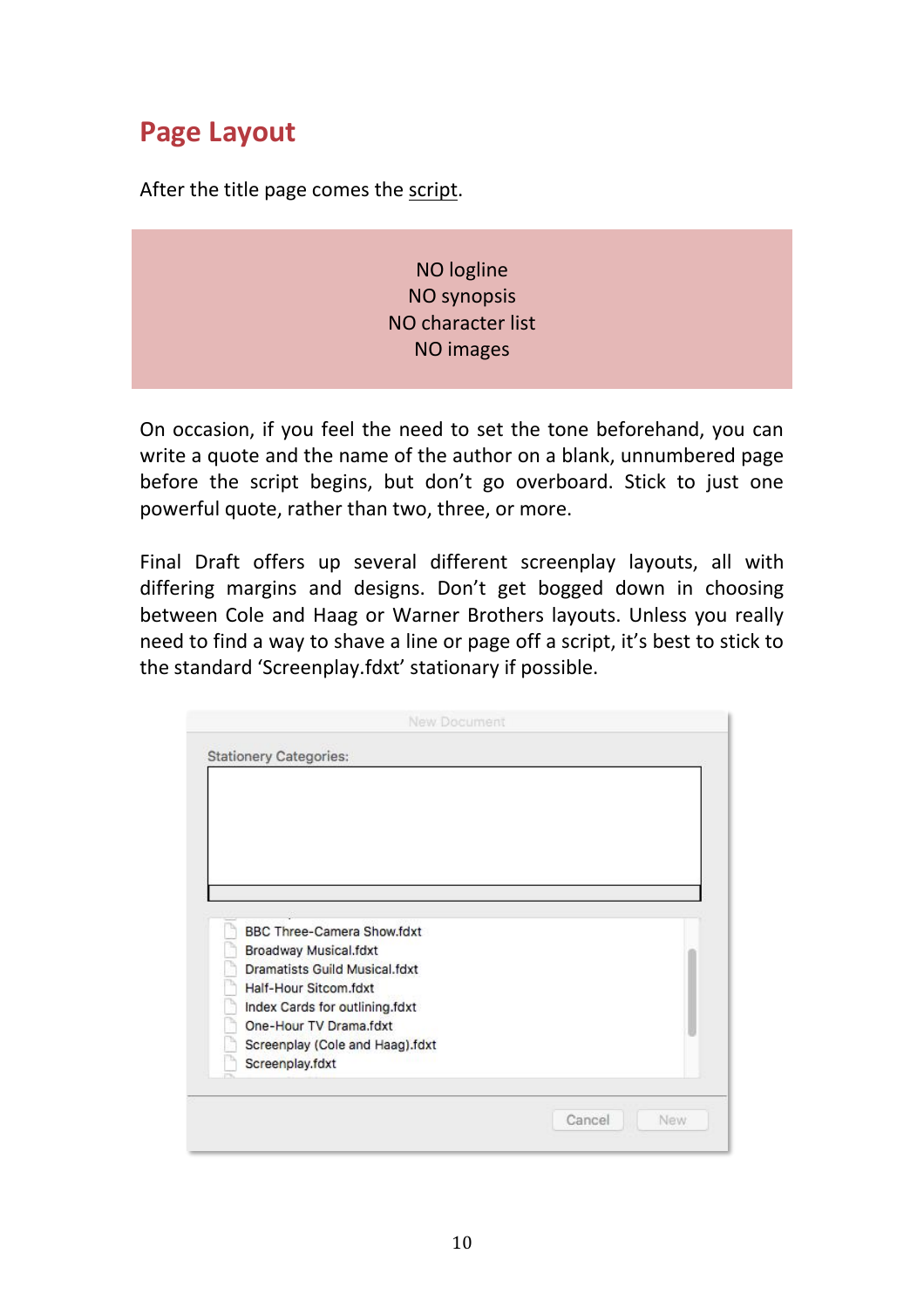## Page Layout

After the title page comes the script.

> NO logline
> NO synopsis
> NO character list
> NO images

On occasion, if you feel the need to set the tone beforehand, you can write a quote and the name of the author on a blank, unnumbered page before the script begins, but don't go overboard. Stick to just one powerful quote, rather than two, three, or more.

Final Draft offers up several different screenplay layouts, all with differing margins and designs. Don't get bogged down in choosing between Cole and Haag or Warner Brothers layouts. Unless you really need to find a way to shave a line or page off a script, it's best to stick to the standard 'Screenplay.fdxt' stationary if possible.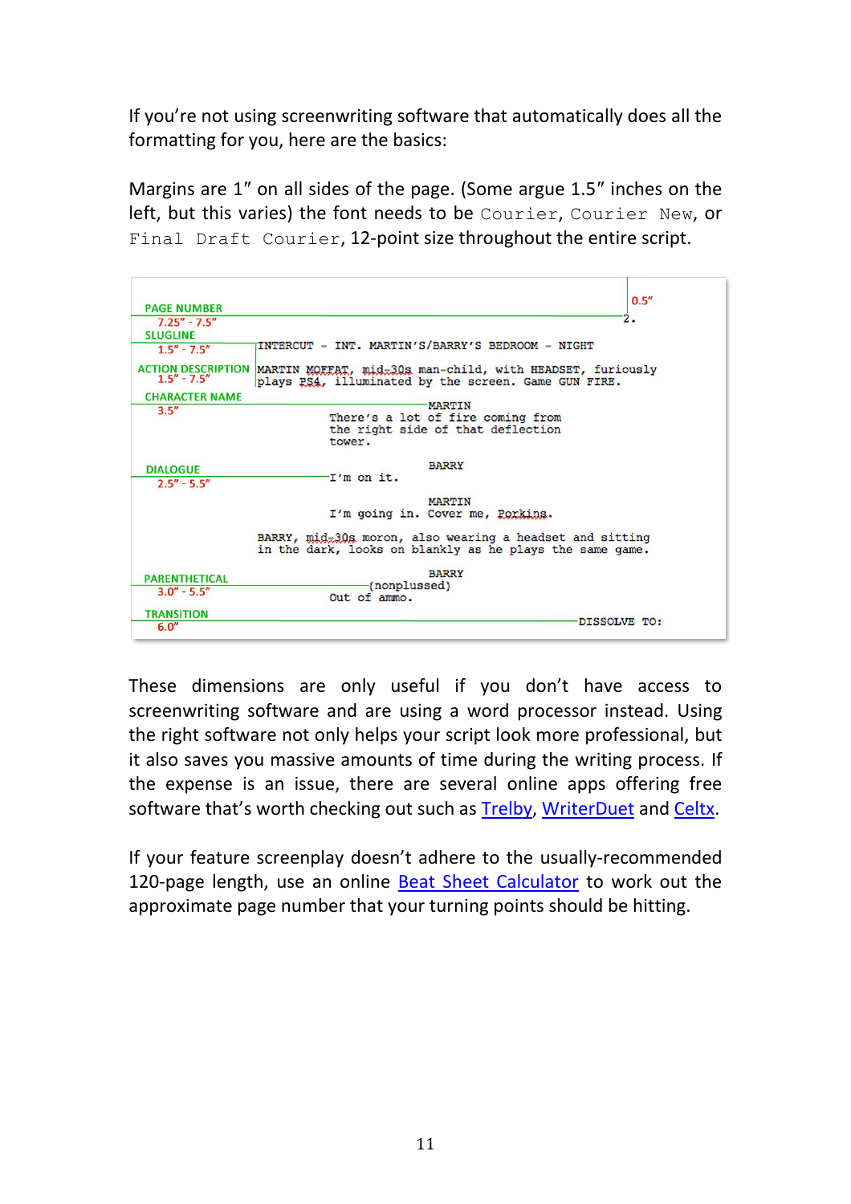If you're not using screenwriting software that automatically does all the formatting for you, here are the basics:

Margins are 1″ on all sides of the page. (Some argue 1.5″ inches on the left, but this varies) the font needs to be `Courier`, `Courier New`, or `Final Draft Courier`, 12-point size throughout the entire script.

```
PAGE NUMBER                                                         0.5"
7.25" - 7.5"                                                          2.
SLUGLINE
1.5" - 7.5"          INTERCUT - INT. MARTIN'S/BARRY'S BEDROOM - NIGHT

ACTION DESCRIPTION   MARTIN MOFFAT, mid-30s man-child, with HEADSET, furiously
1.5" - 7.5"          plays PS4, illuminated by the screen. Game GUN FIRE.

CHARACTER NAME                              MARTIN
3.5"                              There's a lot of fire coming from
                                  the right side of that deflection
                                  tower.

DIALOGUE                                    BARRY
2.5" - 5.5"                       I'm on it.

                                            MARTIN
                                  I'm going in. Cover me, Porkins.

                     BARRY, mid-30s moron, also wearing a headset and sitting
                     in the dark, looks on blankly as he plays the same game.

PARENTHETICAL                               BARRY
3.0" - 5.5"                            (nonplussed)
                                  Out of ammo.

TRANSITION
6.0"                                                          DISSOLVE TO:
```

These dimensions are only useful if you don't have access to screenwriting software and are using a word processor instead. Using the right software not only helps your script look more professional, but it also saves you massive amounts of time during the writing process. If the expense is an issue, there are several online apps offering free software that's worth checking out such as Trelby, WriterDuet and Celtx.

If your feature screenplay doesn't adhere to the usually-recommended 120-page length, use an online Beat Sheet Calculator to work out the approximate page number that your turning points should be hitting.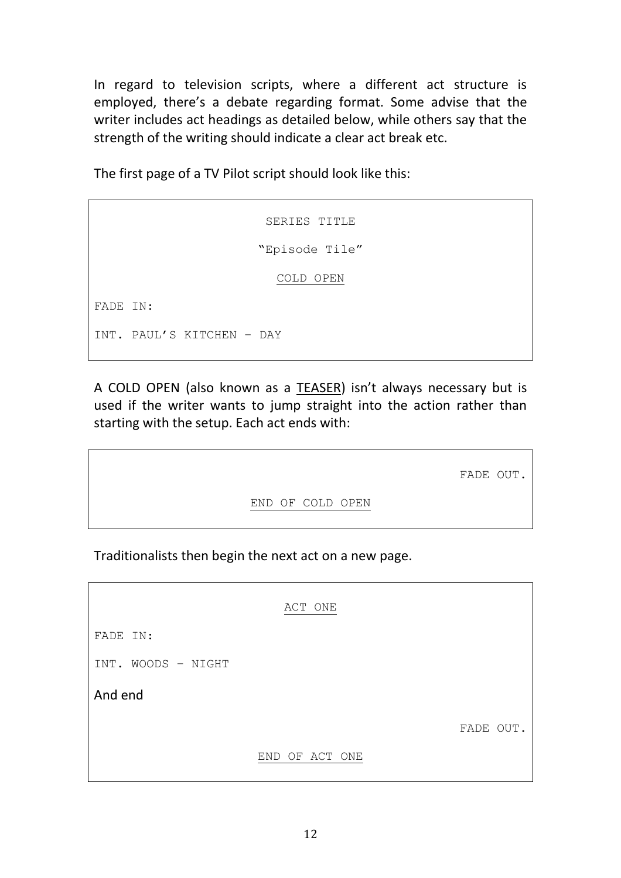In regard to television scripts, where a different act structure is employed, there's a debate regarding format. Some advise that the writer includes act headings as detailed below, while others say that the strength of the writing should indicate a clear act break etc.

The first page of a TV Pilot script should look like this:

```
                              SERIES TITLE

                             "Episode Tile"

                               COLD OPEN

FADE IN:

INT. PAUL'S KITCHEN – DAY
```

A COLD OPEN (also known as a TEASER) isn't always necessary but is used if the writer wants to jump straight into the action rather than starting with the setup. Each act ends with:

```
                                                        FADE OUT.

                            END OF COLD OPEN
```

Traditionalists then begin the next act on a new page.

```
                                ACT ONE

FADE IN:

INT. WOODS – NIGHT
```

And end

```
                                                        FADE OUT.

                              END OF ACT ONE
```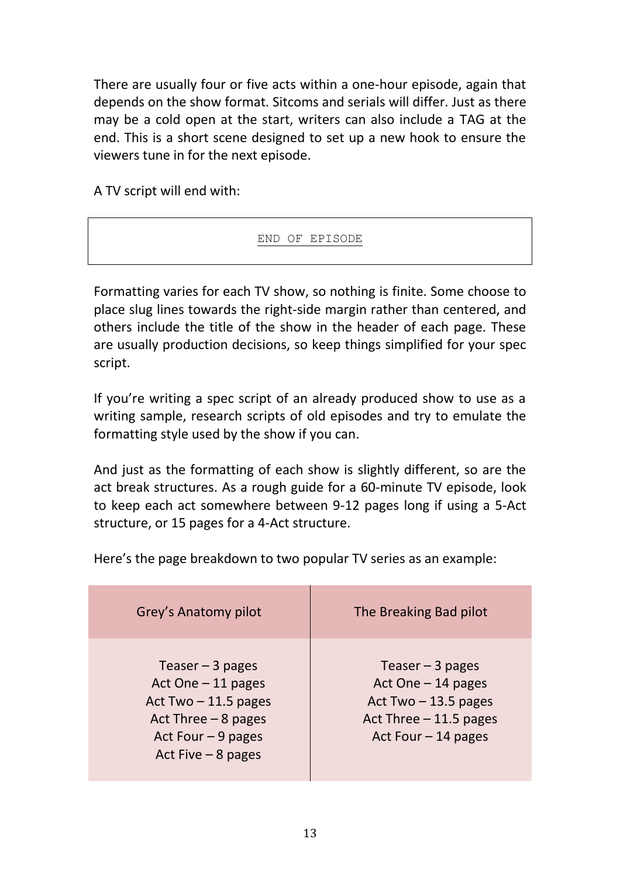There are usually four or five acts within a one-hour episode, again that depends on the show format. Sitcoms and serials will differ. Just as there may be a cold open at the start, writers can also include a TAG at the end. This is a short scene designed to set up a new hook to ensure the viewers tune in for the next episode.

A TV script will end with:

```
                    END OF EPISODE
```

Formatting varies for each TV show, so nothing is finite. Some choose to place slug lines towards the right-side margin rather than centered, and others include the title of the show in the header of each page. These are usually production decisions, so keep things simplified for your spec script.

If you're writing a spec script of an already produced show to use as a writing sample, research scripts of old episodes and try to emulate the formatting style used by the show if you can.

And just as the formatting of each show is slightly different, so are the act break structures. As a rough guide for a 60-minute TV episode, look to keep each act somewhere between 9-12 pages long if using a 5-Act structure, or 15 pages for a 4-Act structure.

Here's the page breakdown to two popular TV series as an example:

| Grey's Anatomy pilot | The Breaking Bad pilot |
|---|---|
| Teaser – 3 pages<br>Act One – 11 pages<br>Act Two – 11.5 pages<br>Act Three – 8 pages<br>Act Four – 9 pages<br>Act Five – 8 pages | Teaser – 3 pages<br>Act One – 14 pages<br>Act Two – 13.5 pages<br>Act Three – 11.5 pages<br>Act Four – 14 pages |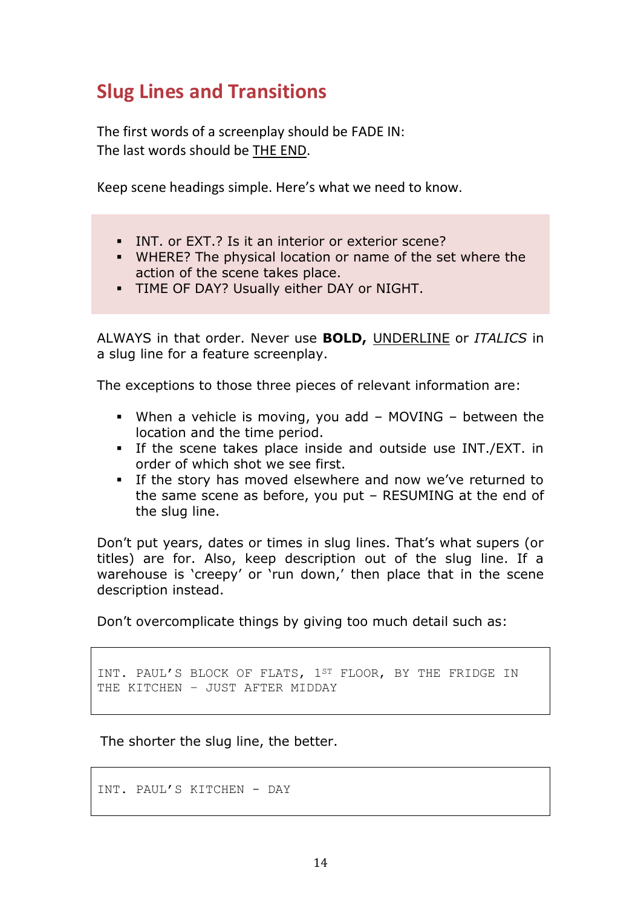## Slug Lines and Transitions

The first words of a screenplay should be FADE IN:
The last words should be <u>THE END</u>.

Keep scene headings simple. Here's what we need to know.

- INT. or EXT.? Is it an interior or exterior scene?
- WHERE? The physical location or name of the set where the action of the scene takes place.
- TIME OF DAY? Usually either DAY or NIGHT.

ALWAYS in that order. Never use **BOLD,** <u>UNDERLINE</u> or *ITALICS* in a slug line for a feature screenplay.

The exceptions to those three pieces of relevant information are:

- When a vehicle is moving, you add – MOVING – between the location and the time period.
- If the scene takes place inside and outside use INT./EXT. in order of which shot we see first.
- If the story has moved elsewhere and now we've returned to the same scene as before, you put – RESUMING at the end of the slug line.

Don't put years, dates or times in slug lines. That's what supers (or titles) are for. Also, keep description out of the slug line. If a warehouse is 'creepy' or 'run down,' then place that in the scene description instead.

Don't overcomplicate things by giving too much detail such as:

```
INT. PAUL'S BLOCK OF FLATS, 1ST FLOOR, BY THE FRIDGE IN
THE KITCHEN – JUST AFTER MIDDAY
```

The shorter the slug line, the better.

```
INT. PAUL'S KITCHEN - DAY
```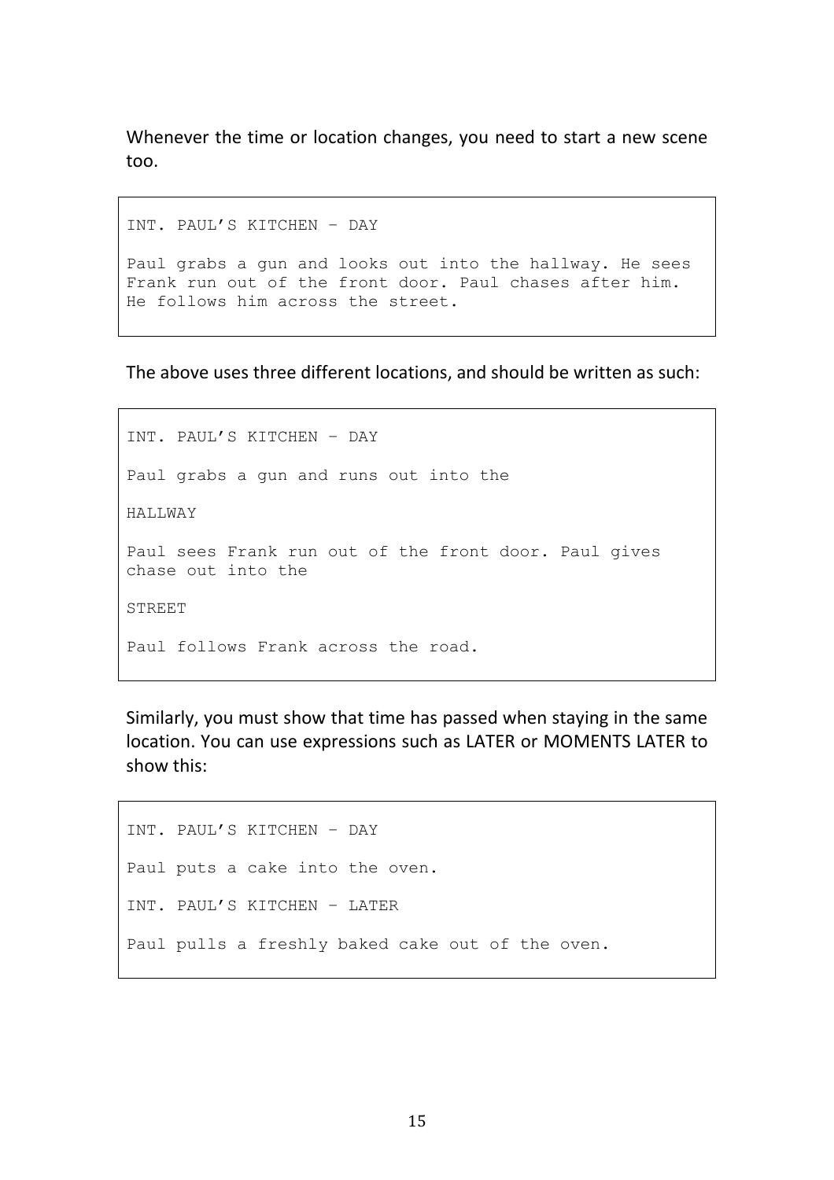Whenever the time or location changes, you need to start a new scene too.

```
INT. PAUL'S KITCHEN – DAY

Paul grabs a gun and looks out into the hallway. He sees
Frank run out of the front door. Paul chases after him.
He follows him across the street.
```

The above uses three different locations, and should be written as such:

```
INT. PAUL'S KITCHEN – DAY

Paul grabs a gun and runs out into the

HALLWAY

Paul sees Frank run out of the front door. Paul gives
chase out into the

STREET

Paul follows Frank across the road.
```

Similarly, you must show that time has passed when staying in the same location. You can use expressions such as LATER or MOMENTS LATER to show this:

```
INT. PAUL'S KITCHEN – DAY

Paul puts a cake into the oven.

INT. PAUL'S KITCHEN – LATER

Paul pulls a freshly baked cake out of the oven.
```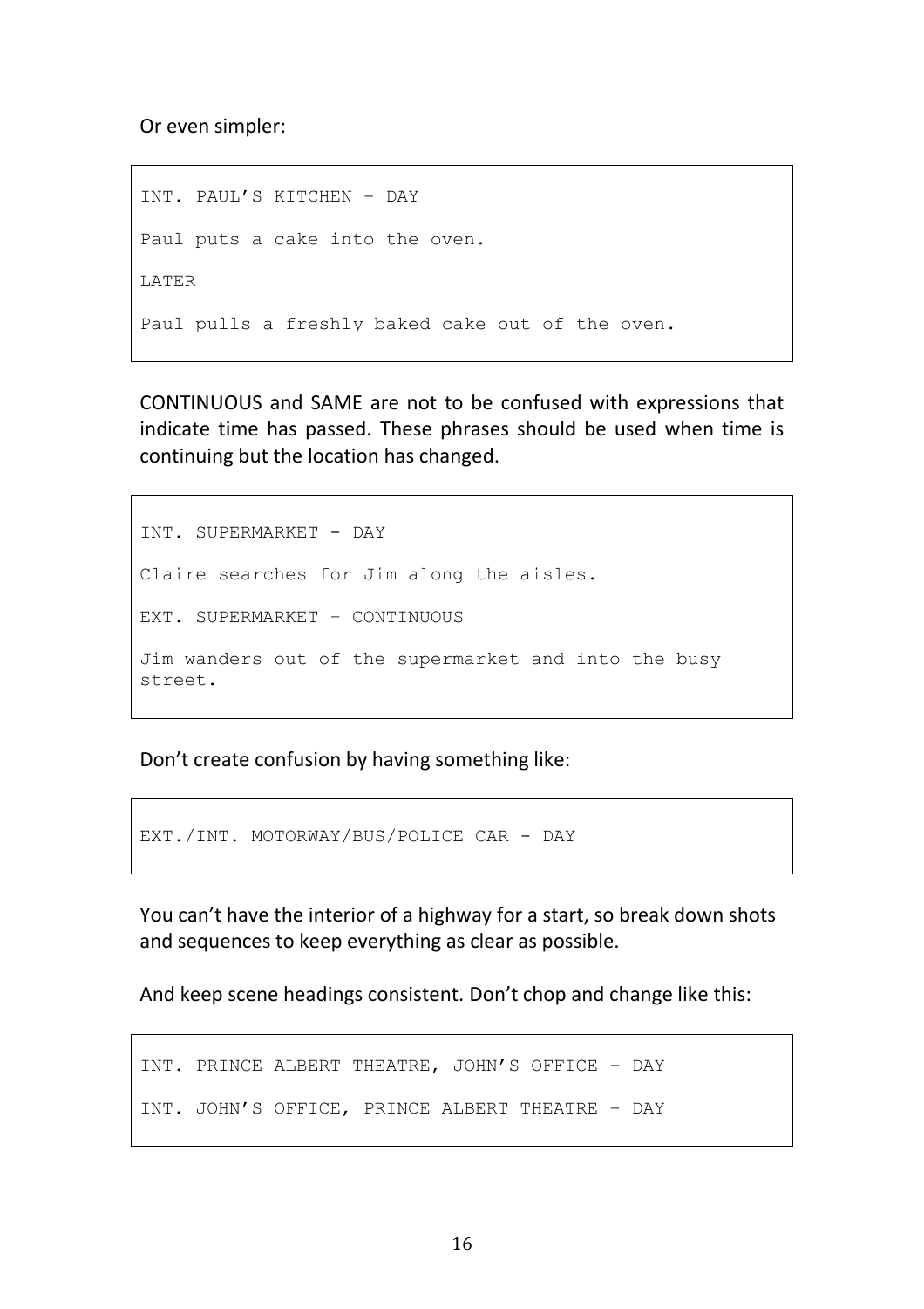Or even simpler:

```
INT. PAUL’S KITCHEN – DAY

Paul puts a cake into the oven.

LATER

Paul pulls a freshly baked cake out of the oven.
```

CONTINUOUS and SAME are not to be confused with expressions that indicate time has passed. These phrases should be used when time is continuing but the location has changed.

```
INT. SUPERMARKET - DAY

Claire searches for Jim along the aisles.

EXT. SUPERMARKET – CONTINUOUS

Jim wanders out of the supermarket and into the busy
street.
```

Don’t create confusion by having something like:

```
EXT./INT. MOTORWAY/BUS/POLICE CAR - DAY
```

You can’t have the interior of a highway for a start, so break down shots and sequences to keep everything as clear as possible.

And keep scene headings consistent. Don’t chop and change like this:

```
INT. PRINCE ALBERT THEATRE, JOHN’S OFFICE – DAY

INT. JOHN’S OFFICE, PRINCE ALBERT THEATRE – DAY
```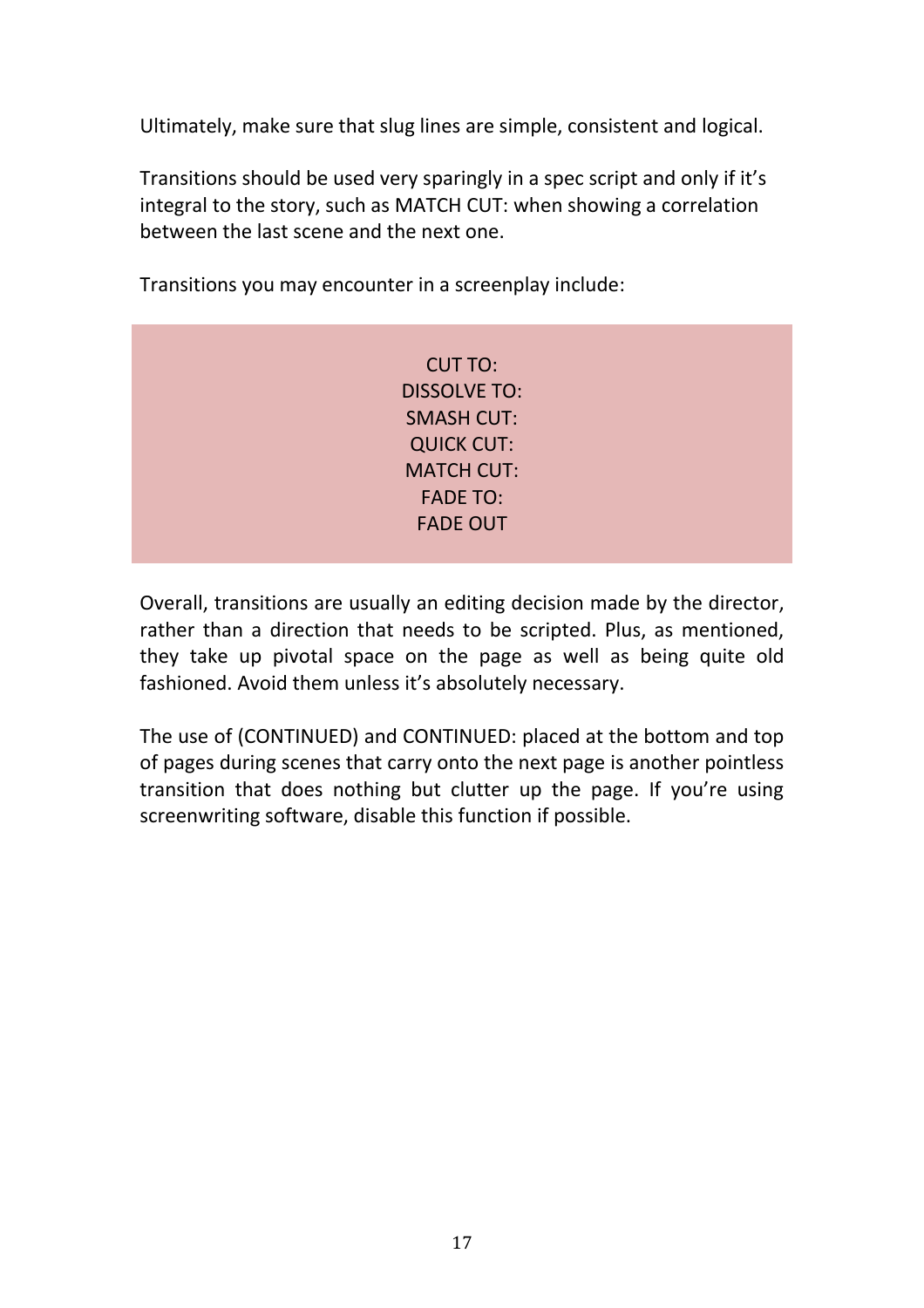Ultimately, make sure that slug lines are simple, consistent and logical.

Transitions should be used very sparingly in a spec script and only if it's integral to the story, such as MATCH CUT: when showing a correlation between the last scene and the next one.

Transitions you may encounter in a screenplay include:

CUT TO:
DISSOLVE TO:
SMASH CUT:
QUICK CUT:
MATCH CUT:
FADE TO:
FADE OUT

Overall, transitions are usually an editing decision made by the director, rather than a direction that needs to be scripted. Plus, as mentioned, they take up pivotal space on the page as well as being quite old fashioned. Avoid them unless it's absolutely necessary.

The use of (CONTINUED) and CONTINUED: placed at the bottom and top of pages during scenes that carry onto the next page is another pointless transition that does nothing but clutter up the page. If you're using screenwriting software, disable this function if possible.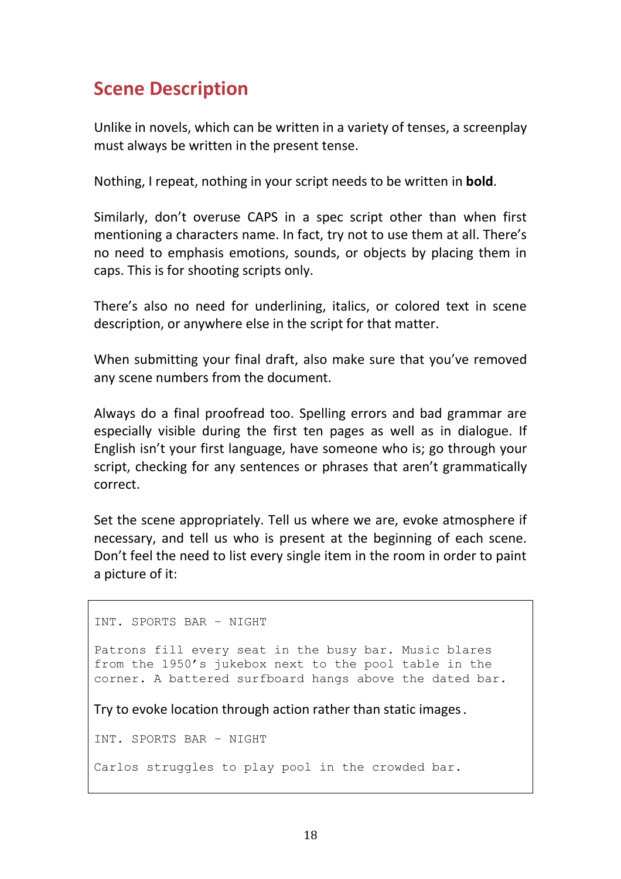## Scene Description

Unlike in novels, which can be written in a variety of tenses, a screenplay must always be written in the present tense.

Nothing, I repeat, nothing in your script needs to be written in **bold**.

Similarly, don't overuse CAPS in a spec script other than when first mentioning a characters name. In fact, try not to use them at all. There's no need to emphasis emotions, sounds, or objects by placing them in caps. This is for shooting scripts only.

There's also no need for underlining, italics, or colored text in scene description, or anywhere else in the script for that matter.

When submitting your final draft, also make sure that you've removed any scene numbers from the document.

Always do a final proofread too. Spelling errors and bad grammar are especially visible during the first ten pages as well as in dialogue. If English isn't your first language, have someone who is; go through your script, checking for any sentences or phrases that aren't grammatically correct.

Set the scene appropriately. Tell us where we are, evoke atmosphere if necessary, and tell us who is present at the beginning of each scene. Don't feel the need to list every single item in the room in order to paint a picture of it:

```
INT. SPORTS BAR – NIGHT

Patrons fill every seat in the busy bar. Music blares
from the 1950's jukebox next to the pool table in the
corner. A battered surfboard hangs above the dated bar.
```

Try to evoke location through action rather than static images.

```
INT. SPORTS BAR – NIGHT

Carlos struggles to play pool in the crowded bar.
```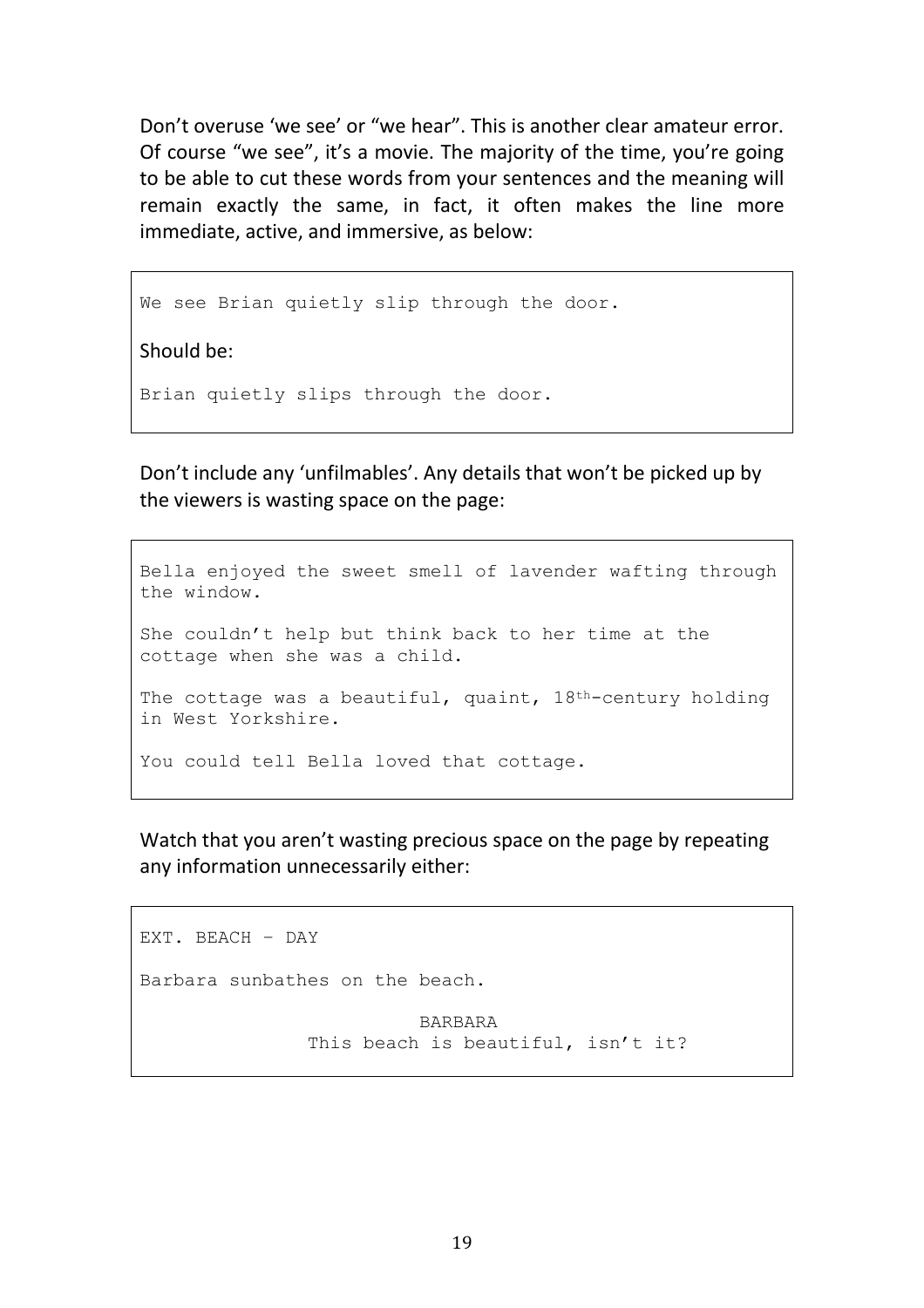Don't overuse 'we see' or "we hear". This is another clear amateur error. Of course "we see", it's a movie. The majority of the time, you're going to be able to cut these words from your sentences and the meaning will remain exactly the same, in fact, it often makes the line more immediate, active, and immersive, as below:

```
We see Brian quietly slip through the door.
```

Should be:

```
Brian quietly slips through the door.
```

Don't include any 'unfilmables'. Any details that won't be picked up by the viewers is wasting space on the page:

```
Bella enjoyed the sweet smell of lavender wafting through
the window.

She couldn't help but think back to her time at the
cottage when she was a child.

The cottage was a beautiful, quaint, 18th-century holding
in West Yorkshire.

You could tell Bella loved that cottage.
```

Watch that you aren't wasting precious space on the page by repeating any information unnecessarily either:

```
EXT. BEACH – DAY

Barbara sunbathes on the beach.

                         BARBARA
            This beach is beautiful, isn't it?
```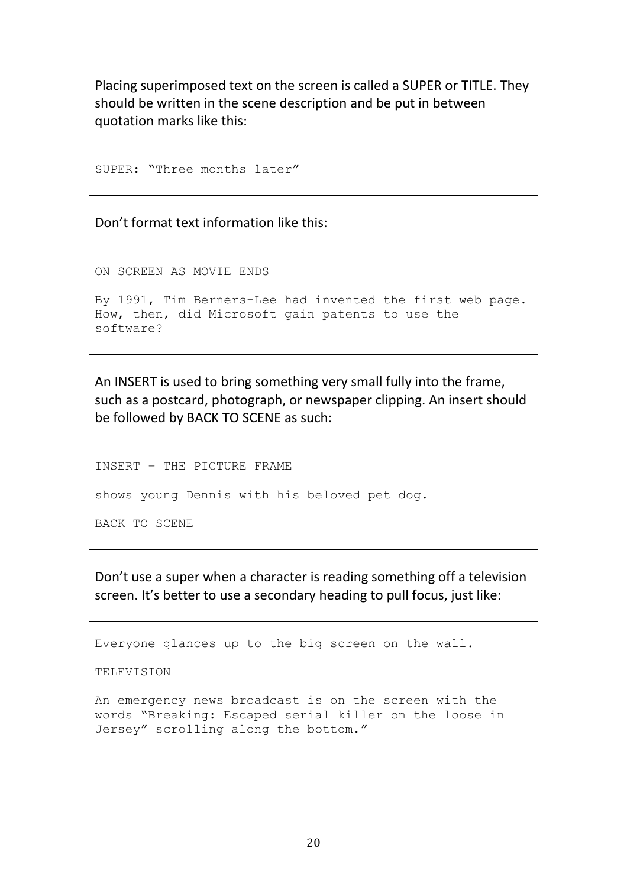Placing superimposed text on the screen is called a SUPER or TITLE. They should be written in the scene description and be put in between quotation marks like this:

```
SUPER: "Three months later"
```

Don't format text information like this:

```
ON SCREEN AS MOVIE ENDS

By 1991, Tim Berners-Lee had invented the first web page.
How, then, did Microsoft gain patents to use the
software?
```

An INSERT is used to bring something very small fully into the frame, such as a postcard, photograph, or newspaper clipping. An insert should be followed by BACK TO SCENE as such:

```
INSERT – THE PICTURE FRAME

shows young Dennis with his beloved pet dog.

BACK TO SCENE
```

Don't use a super when a character is reading something off a television screen. It's better to use a secondary heading to pull focus, just like:

```
Everyone glances up to the big screen on the wall.

TELEVISION

An emergency news broadcast is on the screen with the
words "Breaking: Escaped serial killer on the loose in
Jersey" scrolling along the bottom."
```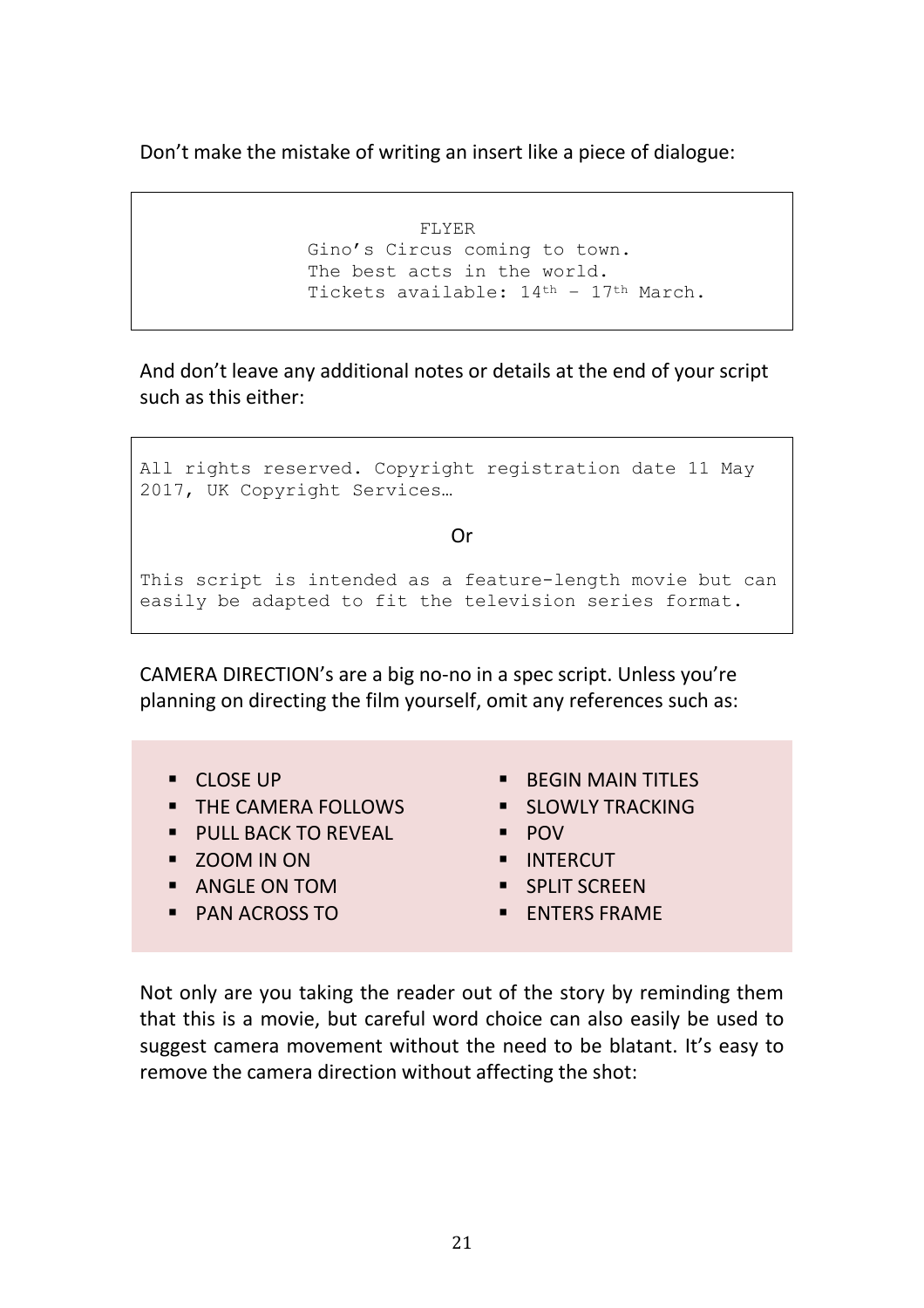Don't make the mistake of writing an insert like a piece of dialogue:

```
                    FLYER
          Gino's Circus coming to town.
          The best acts in the world.
          Tickets available: 14th - 17th March.
```

And don't leave any additional notes or details at the end of your script such as this either:

```
All rights reserved. Copyright registration date 11 May
2017, UK Copyright Services…

                         Or

This script is intended as a feature-length movie but can
easily be adapted to fit the television series format.
```

CAMERA DIRECTION's are a big no-no in a spec script. Unless you're planning on directing the film yourself, omit any references such as:

- CLOSE UP
- THE CAMERA FOLLOWS
- PULL BACK TO REVEAL
- ZOOM IN ON
- ANGLE ON TOM
- PAN ACROSS TO
- BEGIN MAIN TITLES
- SLOWLY TRACKING
- POV
- INTERCUT
- SPLIT SCREEN
- ENTERS FRAME

Not only are you taking the reader out of the story by reminding them that this is a movie, but careful word choice can also easily be used to suggest camera movement without the need to be blatant. It's easy to remove the camera direction without affecting the shot: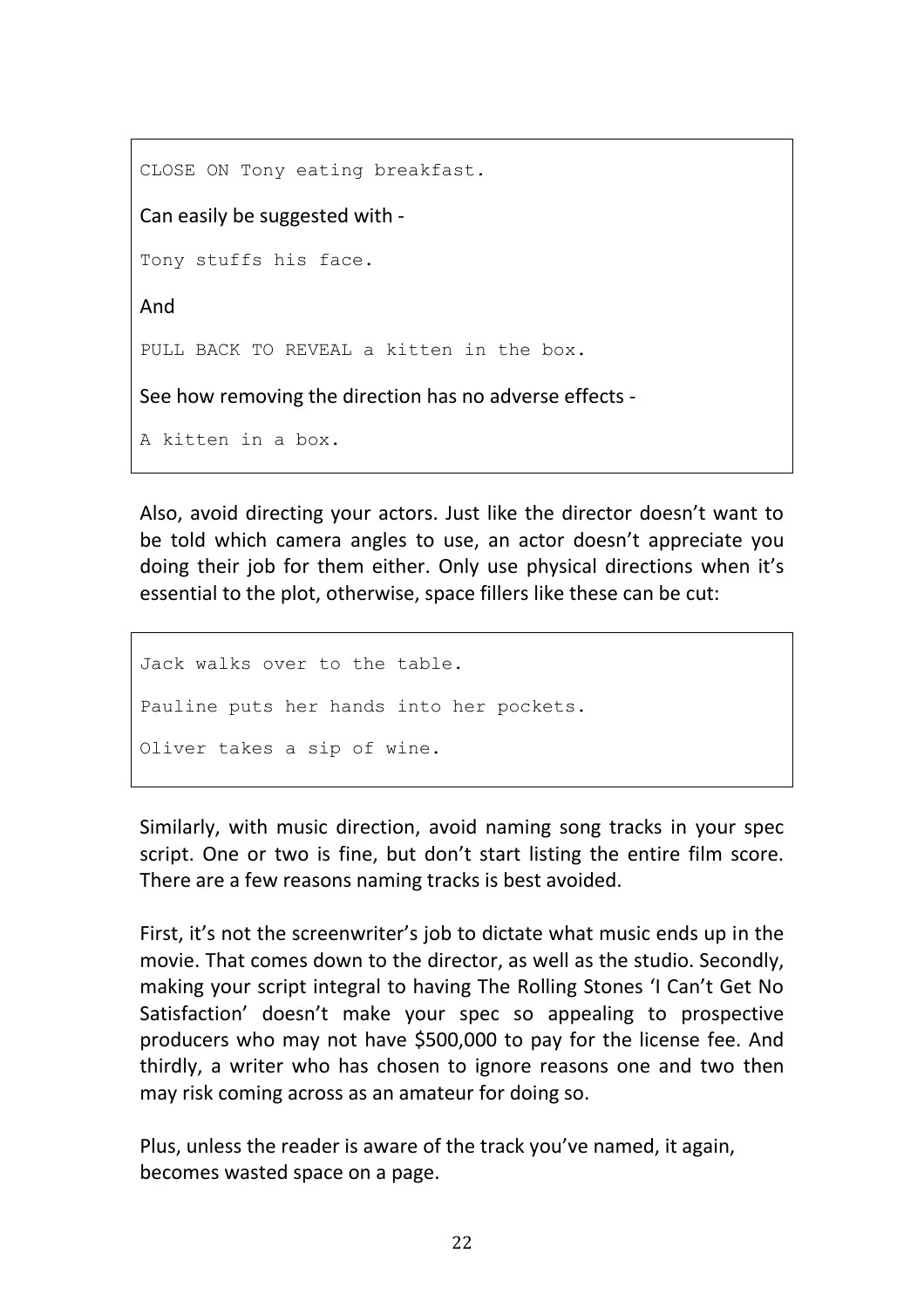```
CLOSE ON Tony eating breakfast.
```

Can easily be suggested with -

```
Tony stuffs his face.
```

And

```
PULL BACK TO REVEAL a kitten in the box.
```

See how removing the direction has no adverse effects -

```
A kitten in a box.
```

Also, avoid directing your actors. Just like the director doesn't want to be told which camera angles to use, an actor doesn't appreciate you doing their job for them either. Only use physical directions when it's essential to the plot, otherwise, space fillers like these can be cut:

```
Jack walks over to the table.

Pauline puts her hands into her pockets.

Oliver takes a sip of wine.
```

Similarly, with music direction, avoid naming song tracks in your spec script. One or two is fine, but don't start listing the entire film score. There are a few reasons naming tracks is best avoided.

First, it's not the screenwriter's job to dictate what music ends up in the movie. That comes down to the director, as well as the studio. Secondly, making your script integral to having The Rolling Stones 'I Can't Get No Satisfaction' doesn't make your spec so appealing to prospective producers who may not have $500,000 to pay for the license fee. And thirdly, a writer who has chosen to ignore reasons one and two then may risk coming across as an amateur for doing so.

Plus, unless the reader is aware of the track you've named, it again, becomes wasted space on a page.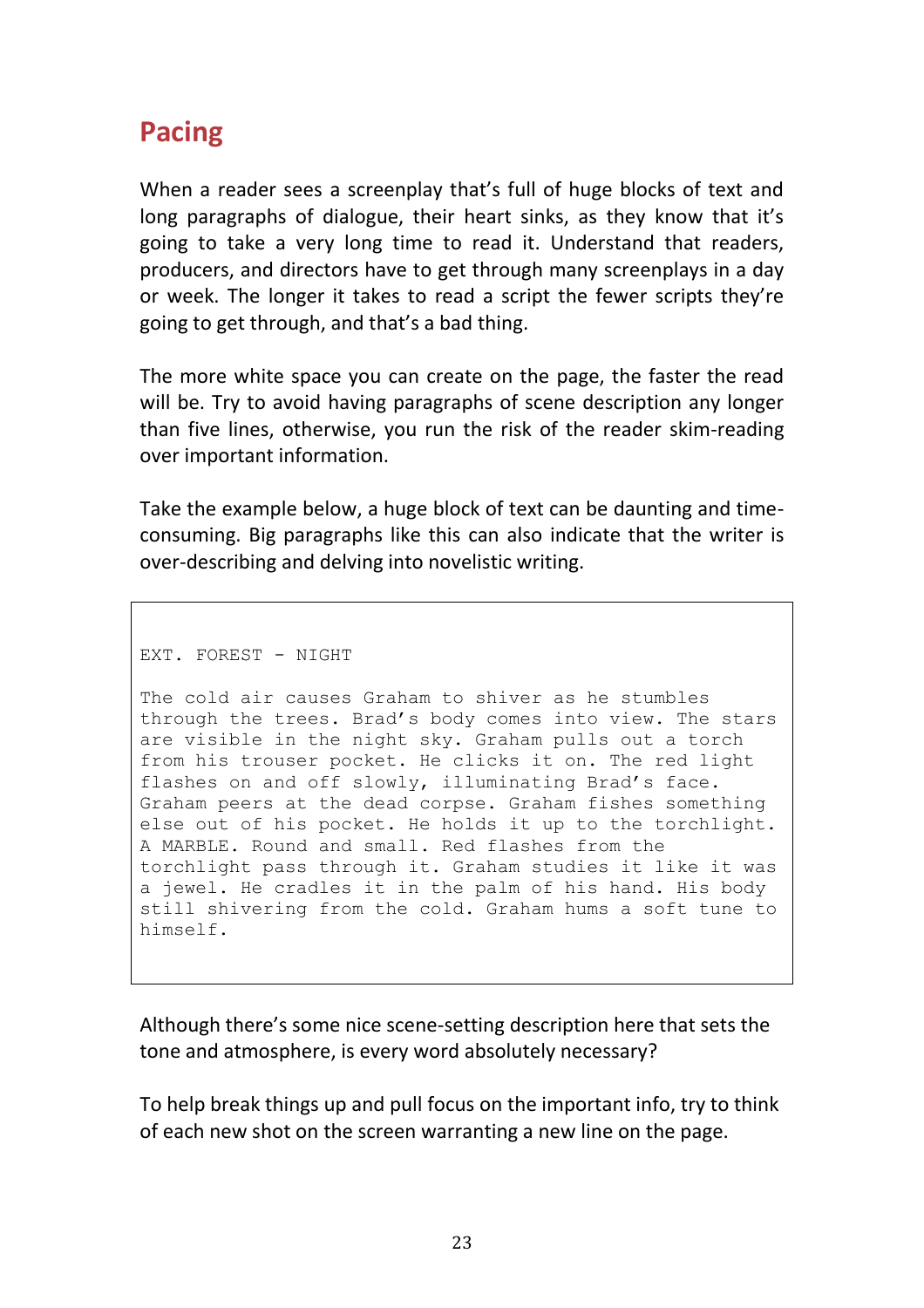## Pacing

When a reader sees a screenplay that's full of huge blocks of text and long paragraphs of dialogue, their heart sinks, as they know that it's going to take a very long time to read it. Understand that readers, producers, and directors have to get through many screenplays in a day or week. The longer it takes to read a script the fewer scripts they're going to get through, and that's a bad thing.

The more white space you can create on the page, the faster the read will be. Try to avoid having paragraphs of scene description any longer than five lines, otherwise, you run the risk of the reader skim-reading over important information.

Take the example below, a huge block of text can be daunting and time-consuming. Big paragraphs like this can also indicate that the writer is over-describing and delving into novelistic writing.

```
EXT. FOREST - NIGHT

The cold air causes Graham to shiver as he stumbles
through the trees. Brad's body comes into view. The stars
are visible in the night sky. Graham pulls out a torch
from his trouser pocket. He clicks it on. The red light
flashes on and off slowly, illuminating Brad's face.
Graham peers at the dead corpse. Graham fishes something
else out of his pocket. He holds it up to the torchlight.
A MARBLE. Round and small. Red flashes from the
torchlight pass through it. Graham studies it like it was
a jewel. He cradles it in the palm of his hand. His body
still shivering from the cold. Graham hums a soft tune to
himself.
```

Although there's some nice scene-setting description here that sets the tone and atmosphere, is every word absolutely necessary?

To help break things up and pull focus on the important info, try to think of each new shot on the screen warranting a new line on the page.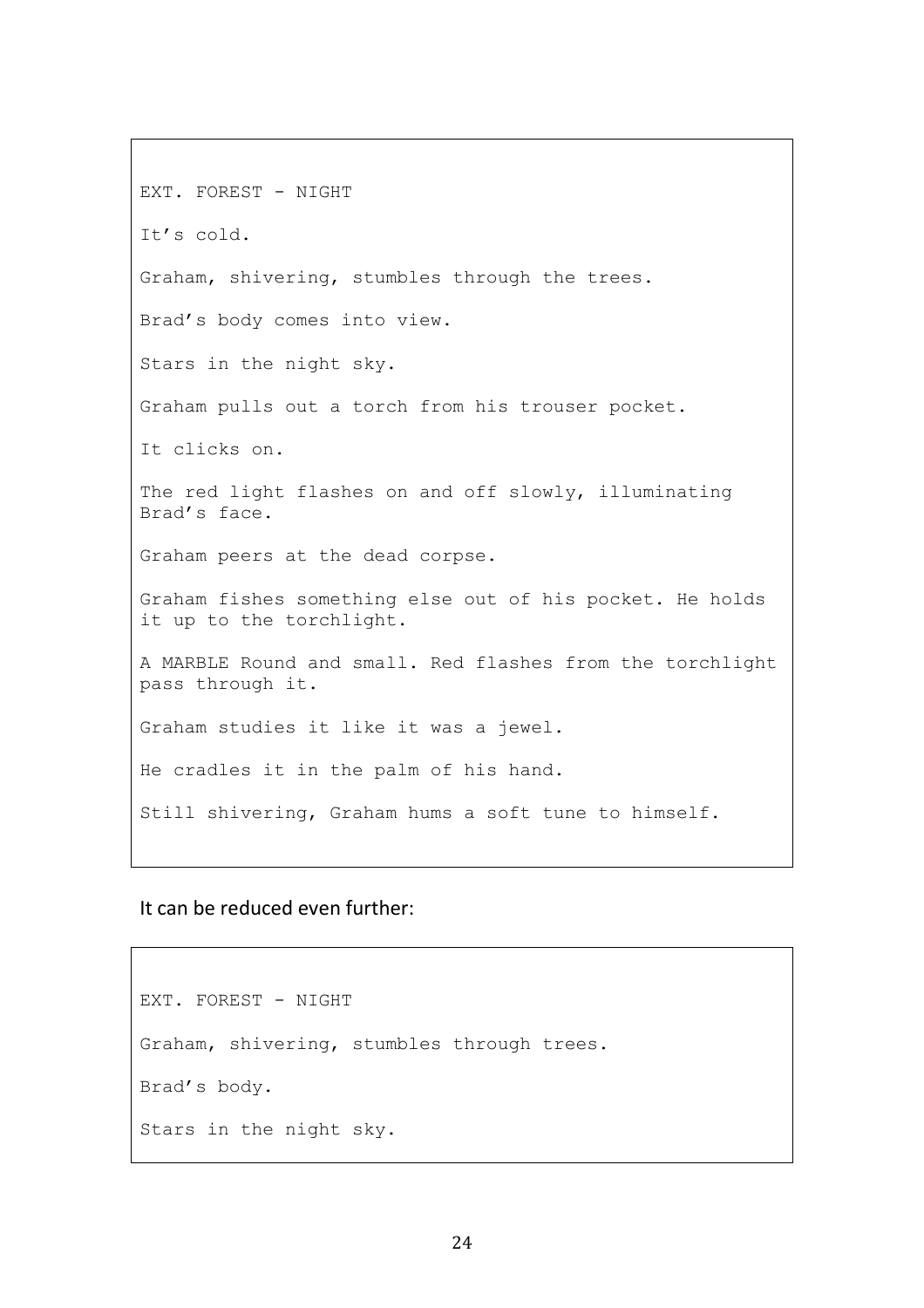```
EXT. FOREST - NIGHT

It's cold.

Graham, shivering, stumbles through the trees.

Brad's body comes into view.

Stars in the night sky.

Graham pulls out a torch from his trouser pocket.

It clicks on.

The red light flashes on and off slowly, illuminating
Brad's face.

Graham peers at the dead corpse.

Graham fishes something else out of his pocket. He holds
it up to the torchlight.

A MARBLE Round and small. Red flashes from the torchlight
pass through it.

Graham studies it like it was a jewel.

He cradles it in the palm of his hand.

Still shivering, Graham hums a soft tune to himself.
```

It can be reduced even further:

```
EXT. FOREST - NIGHT

Graham, shivering, stumbles through trees.

Brad's body.

Stars in the night sky.
```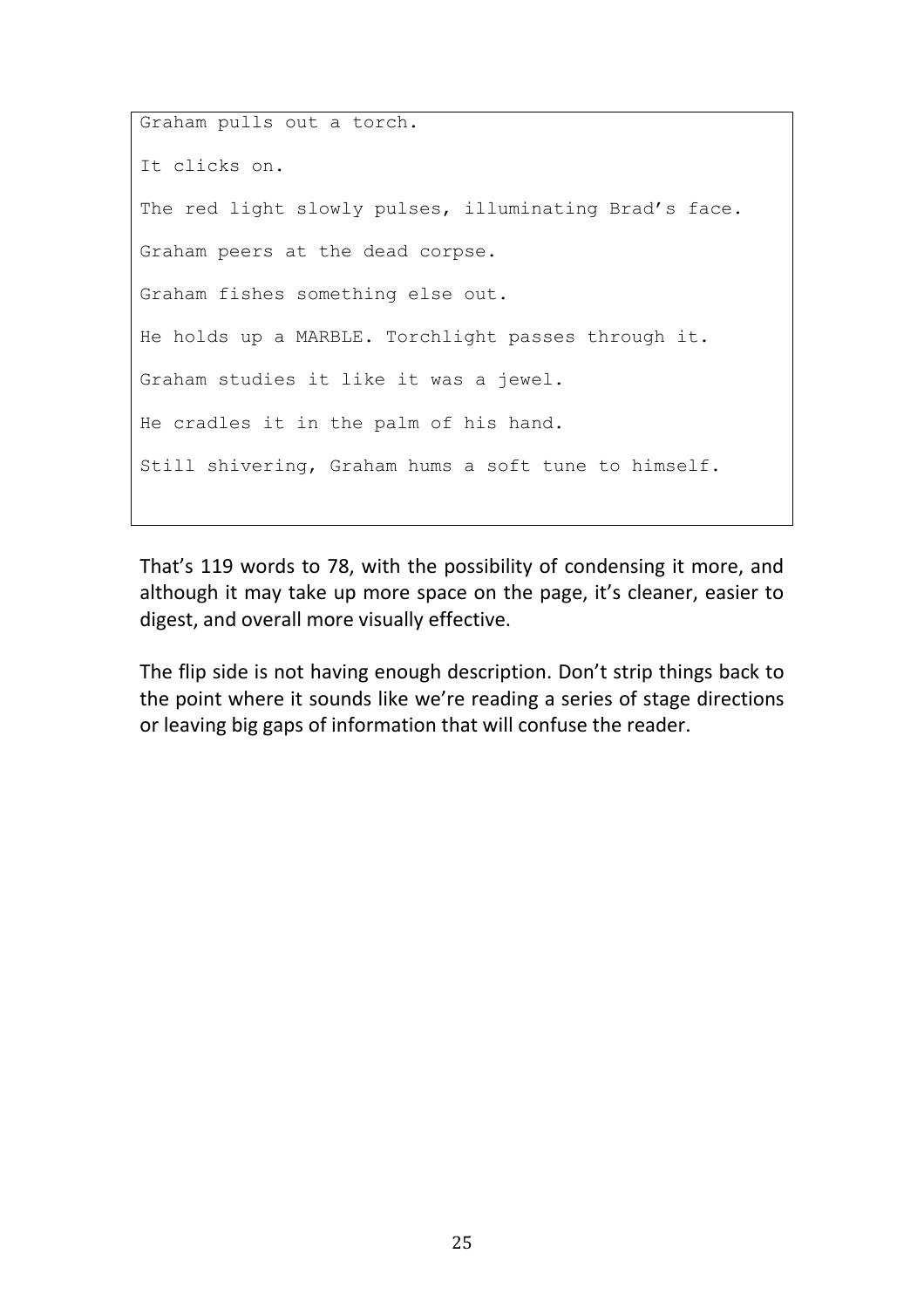```
Graham pulls out a torch.

It clicks on.

The red light slowly pulses, illuminating Brad's face.

Graham peers at the dead corpse.

Graham fishes something else out.

He holds up a MARBLE. Torchlight passes through it.

Graham studies it like it was a jewel.

He cradles it in the palm of his hand.

Still shivering, Graham hums a soft tune to himself.
```

That's 119 words to 78, with the possibility of condensing it more, and although it may take up more space on the page, it's cleaner, easier to digest, and overall more visually effective.

The flip side is not having enough description. Don't strip things back to the point where it sounds like we're reading a series of stage directions or leaving big gaps of information that will confuse the reader.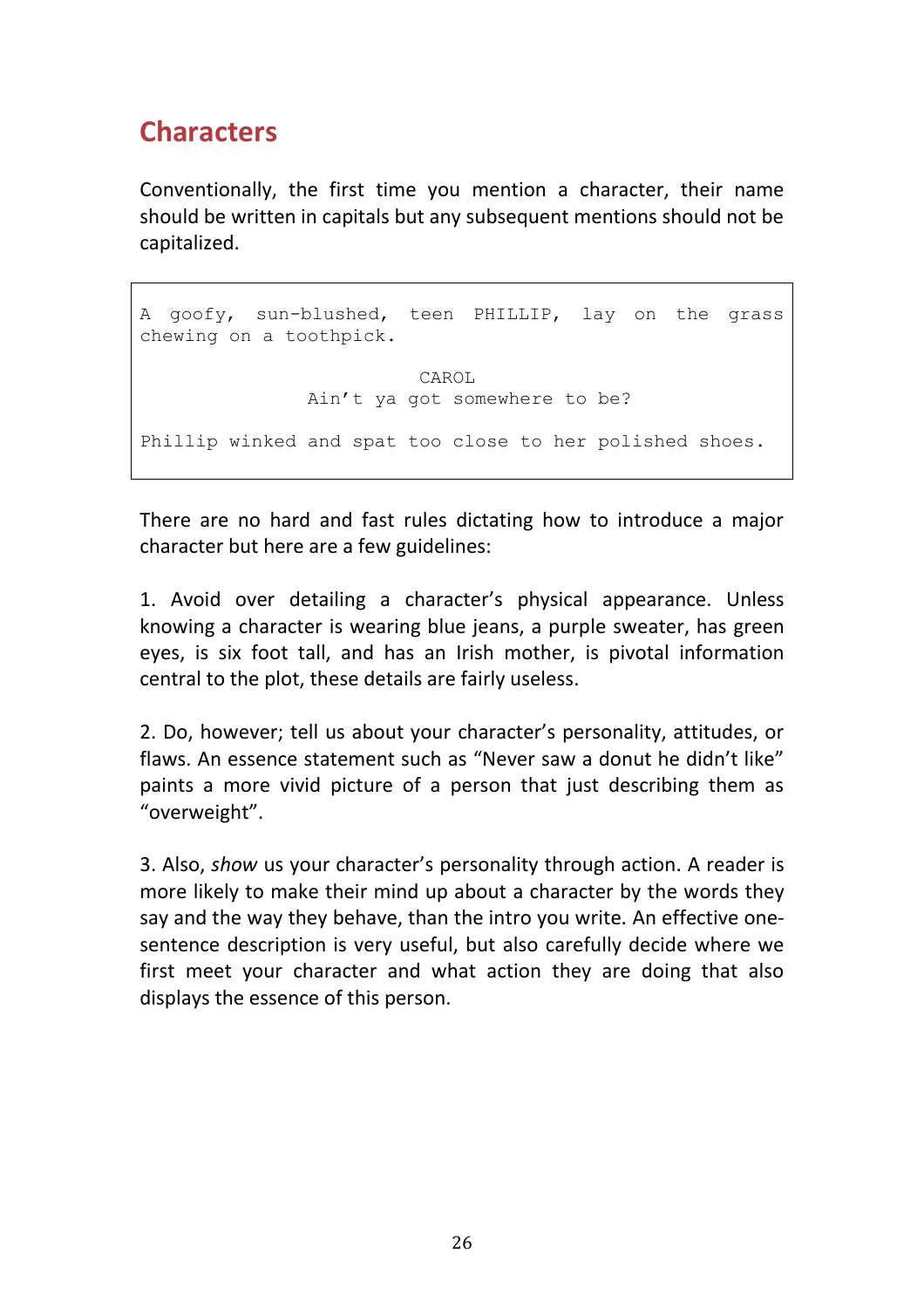## Characters

Conventionally, the first time you mention a character, their name should be written in capitals but any subsequent mentions should not be capitalized.

```
A goofy, sun-blushed, teen PHILLIP, lay on the grass
chewing on a toothpick.

                         CAROL
               Ain't ya got somewhere to be?

Phillip winked and spat too close to her polished shoes.
```

There are no hard and fast rules dictating how to introduce a major character but here are a few guidelines:

1. Avoid over detailing a character's physical appearance. Unless knowing a character is wearing blue jeans, a purple sweater, has green eyes, is six foot tall, and has an Irish mother, is pivotal information central to the plot, these details are fairly useless.

2. Do, however; tell us about your character's personality, attitudes, or flaws. An essence statement such as "Never saw a donut he didn't like" paints a more vivid picture of a person that just describing them as "overweight".

3. Also, *show* us your character's personality through action. A reader is more likely to make their mind up about a character by the words they say and the way they behave, than the intro you write. An effective one-sentence description is very useful, but also carefully decide where we first meet your character and what action they are doing that also displays the essence of this person.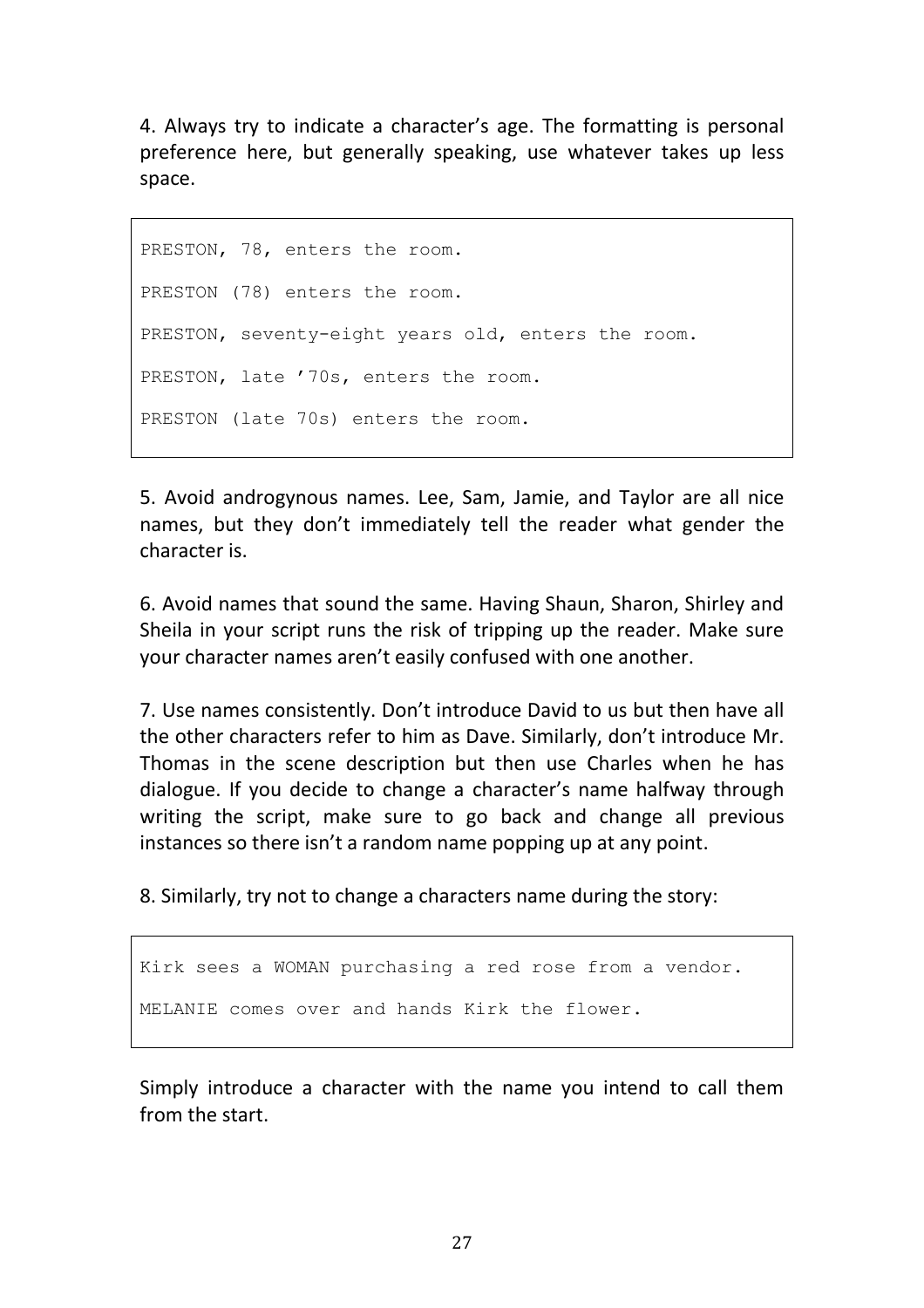4. Always try to indicate a character's age. The formatting is personal preference here, but generally speaking, use whatever takes up less space.

```
PRESTON, 78, enters the room.

PRESTON (78) enters the room.

PRESTON, seventy-eight years old, enters the room.

PRESTON, late '70s, enters the room.

PRESTON (late 70s) enters the room.
```

5. Avoid androgynous names. Lee, Sam, Jamie, and Taylor are all nice names, but they don't immediately tell the reader what gender the character is.

6. Avoid names that sound the same. Having Shaun, Sharon, Shirley and Sheila in your script runs the risk of tripping up the reader. Make sure your character names aren't easily confused with one another.

7. Use names consistently. Don't introduce David to us but then have all the other characters refer to him as Dave. Similarly, don't introduce Mr. Thomas in the scene description but then use Charles when he has dialogue. If you decide to change a character's name halfway through writing the script, make sure to go back and change all previous instances so there isn't a random name popping up at any point.

8. Similarly, try not to change a characters name during the story:

```
Kirk sees a WOMAN purchasing a red rose from a vendor.

MELANIE comes over and hands Kirk the flower.
```

Simply introduce a character with the name you intend to call them from the start.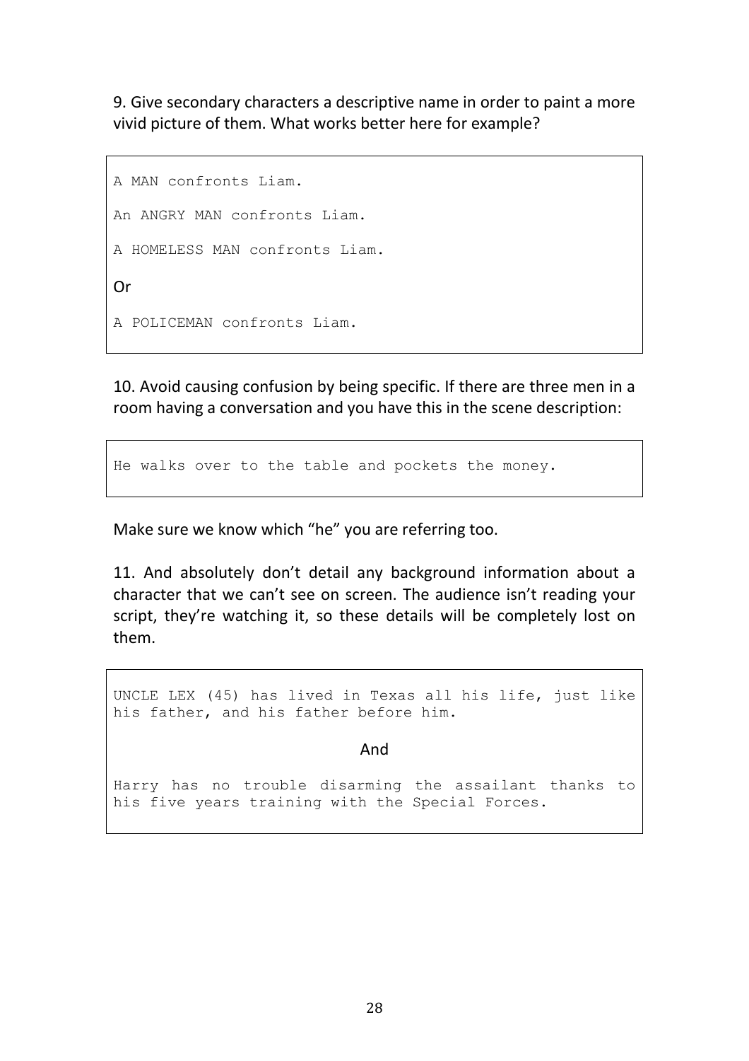9. Give secondary characters a descriptive name in order to paint a more vivid picture of them. What works better here for example?

```
A MAN confronts Liam.

An ANGRY MAN confronts Liam.

A HOMELESS MAN confronts Liam.
```

Or

```
A POLICEMAN confronts Liam.
```

10. Avoid causing confusion by being specific. If there are three men in a room having a conversation and you have this in the scene description:

```
He walks over to the table and pockets the money.
```

Make sure we know which "he" you are referring too.

11. And absolutely don't detail any background information about a character that we can't see on screen. The audience isn't reading your script, they're watching it, so these details will be completely lost on them.

```
UNCLE LEX (45) has lived in Texas all his life, just like his father, and his father before him.
```

And

```
Harry has no trouble disarming the assailant thanks to his five years training with the Special Forces.
```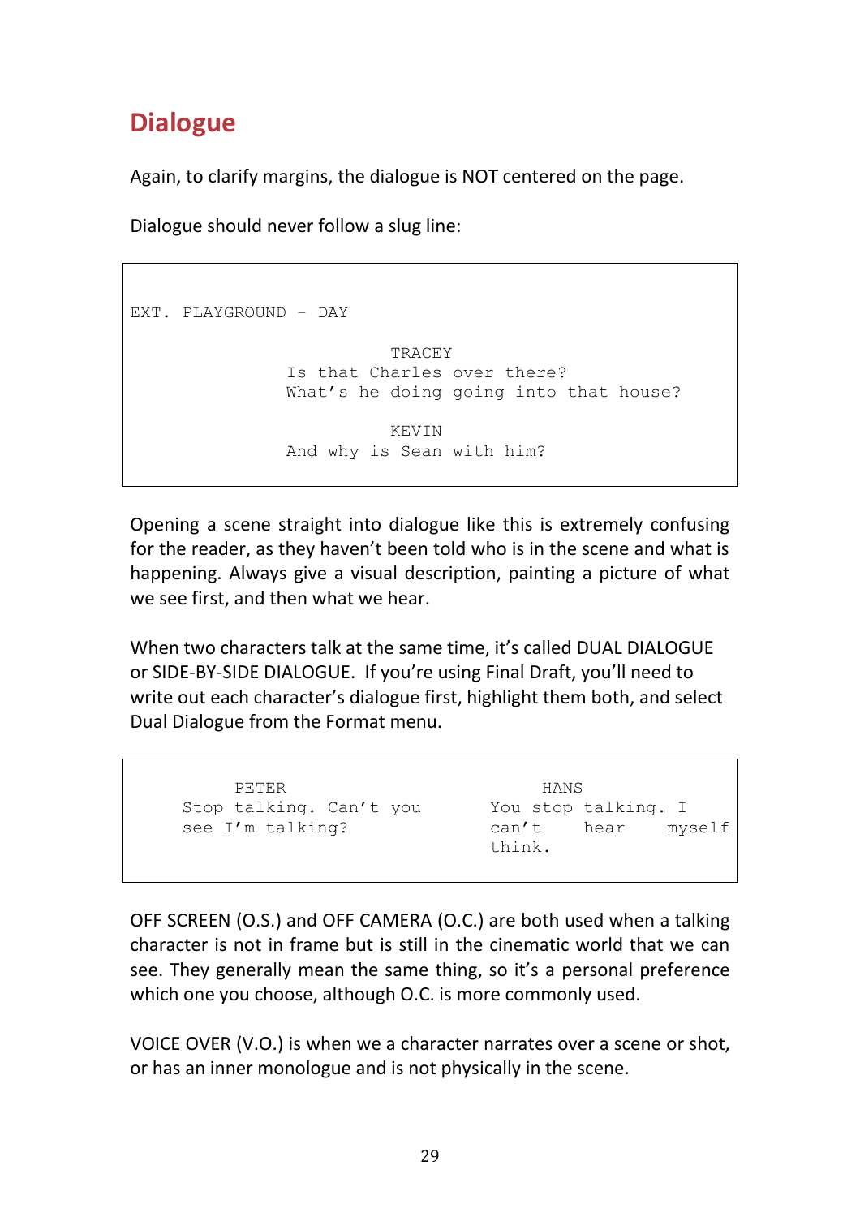## Dialogue

Again, to clarify margins, the dialogue is NOT centered on the page.

Dialogue should never follow a slug line:

```
EXT. PLAYGROUND - DAY

                         TRACEY
               Is that Charles over there?
               What's he doing going into that house?

                         KEVIN
               And why is Sean with him?
```

Opening a scene straight into dialogue like this is extremely confusing for the reader, as they haven't been told who is in the scene and what is happening. Always give a visual description, painting a picture of what we see first, and then what we hear.

When two characters talk at the same time, it's called DUAL DIALOGUE or SIDE-BY-SIDE DIALOGUE. If you're using Final Draft, you'll need to write out each character's dialogue first, highlight them both, and select Dual Dialogue from the Format menu.

```
        PETER                          HANS
   Stop talking. Can't you        You stop talking. I
   see I'm talking?               can't    hear    myself
                                  think.
```

OFF SCREEN (O.S.) and OFF CAMERA (O.C.) are both used when a talking character is not in frame but is still in the cinematic world that we can see. They generally mean the same thing, so it's a personal preference which one you choose, although O.C. is more commonly used.

VOICE OVER (V.O.) is when we a character narrates over a scene or shot, or has an inner monologue and is not physically in the scene.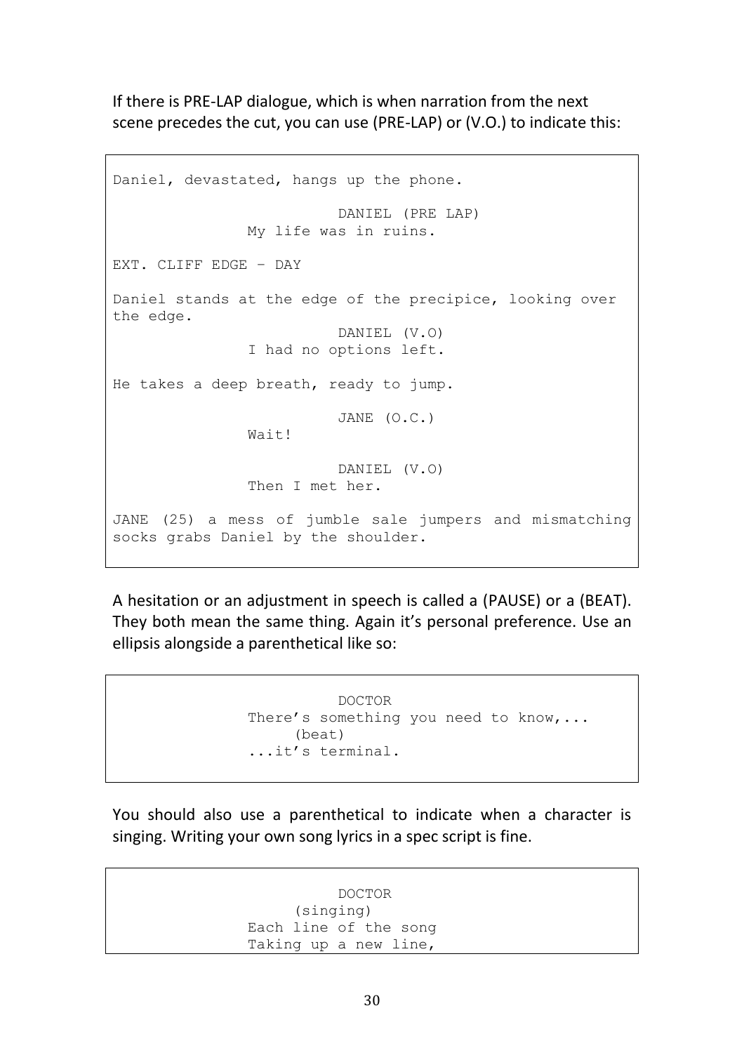If there is PRE-LAP dialogue, which is when narration from the next scene precedes the cut, you can use (PRE-LAP) or (V.O.) to indicate this:

```
Daniel, devastated, hangs up the phone.

                         DANIEL (PRE LAP)
               My life was in ruins.

EXT. CLIFF EDGE – DAY

Daniel stands at the edge of the precipice, looking over
the edge.
                         DANIEL (V.O)
               I had no options left.

He takes a deep breath, ready to jump.

                         JANE (O.C.)
               Wait!

                         DANIEL (V.O)
               Then I met her.

JANE (25) a mess of jumble sale jumpers and mismatching
socks grabs Daniel by the shoulder.
```

A hesitation or an adjustment in speech is called a (PAUSE) or a (BEAT). They both mean the same thing. Again it's personal preference. Use an ellipsis alongside a parenthetical like so:

```
                         DOCTOR
               There's something you need to know,...
                    (beat)
               ...it's terminal.
```

You should also use a parenthetical to indicate when a character is singing. Writing your own song lyrics in a spec script is fine.

```
                         DOCTOR
                    (singing)
               Each line of the song
               Taking up a new line,
```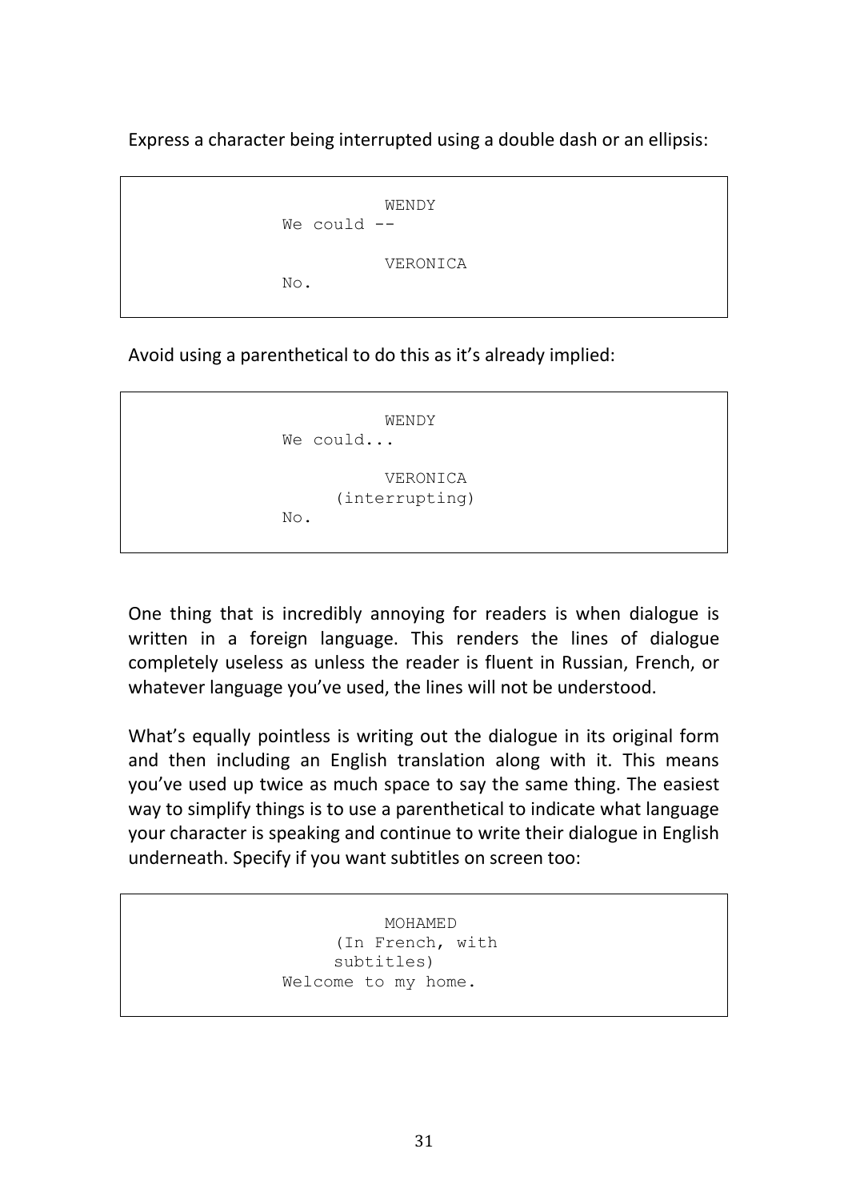Express a character being interrupted using a double dash or an ellipsis:

```
                WENDY
      We could --

                VERONICA
      No.
```

Avoid using a parenthetical to do this as it's already implied:

```
                WENDY
      We could...

                VERONICA
           (interrupting)
      No.
```

One thing that is incredibly annoying for readers is when dialogue is written in a foreign language. This renders the lines of dialogue completely useless as unless the reader is fluent in Russian, French, or whatever language you've used, the lines will not be understood.

What's equally pointless is writing out the dialogue in its original form and then including an English translation along with it. This means you've used up twice as much space to say the same thing. The easiest way to simplify things is to use a parenthetical to indicate what language your character is speaking and continue to write their dialogue in English underneath. Specify if you want subtitles on screen too:

```
                MOHAMED
           (In French, with
           subtitles)
      Welcome to my home.
```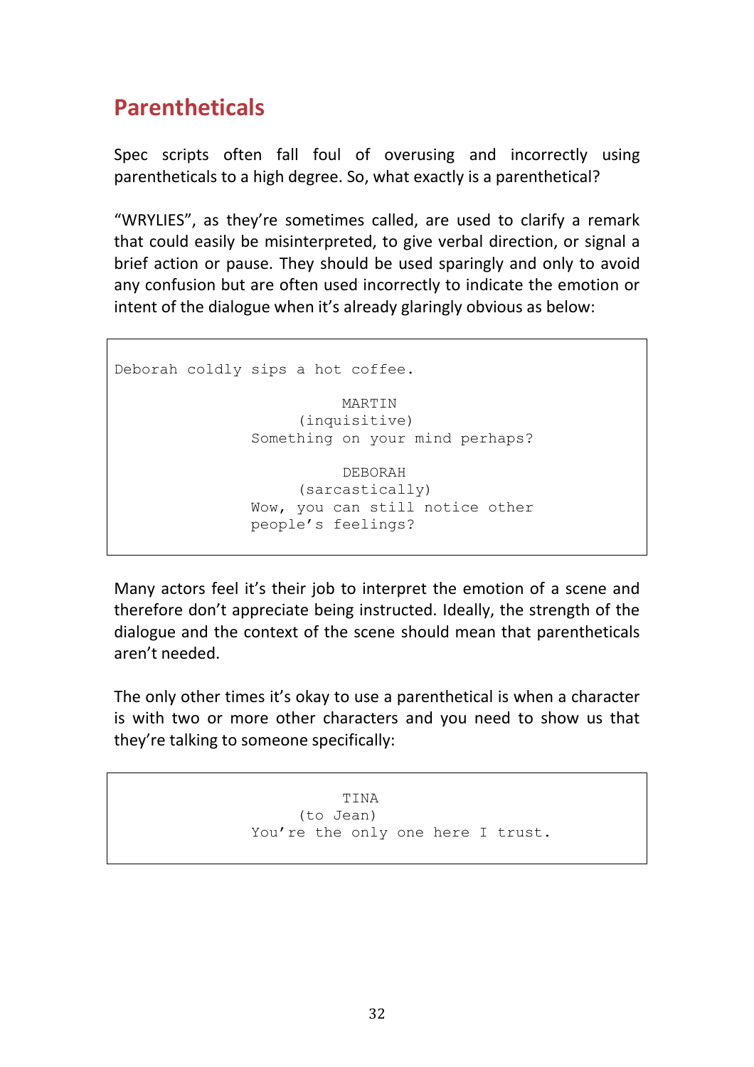## Parentheticals

Spec scripts often fall foul of overusing and incorrectly using parentheticals to a high degree. So, what exactly is a parenthetical?

"WRYLIES", as they're sometimes called, are used to clarify a remark that could easily be misinterpreted, to give verbal direction, or signal a brief action or pause. They should be used sparingly and only to avoid any confusion but are often used incorrectly to indicate the emotion or intent of the dialogue when it's already glaringly obvious as below:

```
Deborah coldly sips a hot coffee.

                         MARTIN
                    (inquisitive)
               Something on your mind perhaps?

                         DEBORAH
                    (sarcastically)
               Wow, you can still notice other
               people's feelings?
```

Many actors feel it's their job to interpret the emotion of a scene and therefore don't appreciate being instructed. Ideally, the strength of the dialogue and the context of the scene should mean that parentheticals aren't needed.

The only other times it's okay to use a parenthetical is when a character is with two or more other characters and you need to show us that they're talking to someone specifically:

```
                         TINA
                    (to Jean)
               You're the only one here I trust.
```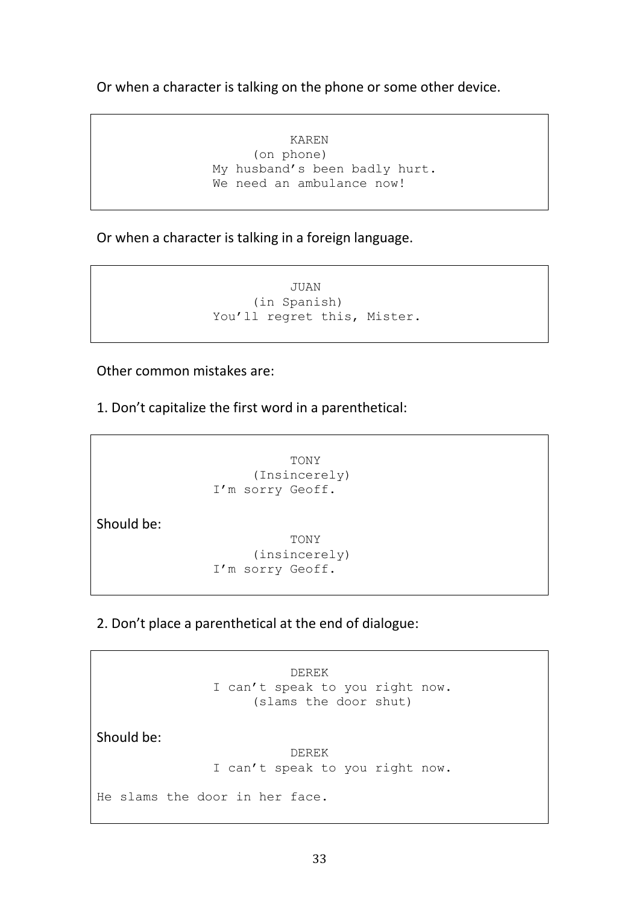Or when a character is talking on the phone or some other device.

```
                    KAREN
               (on phone)
          My husband's been badly hurt.
          We need an ambulance now!
```

Or when a character is talking in a foreign language.

```
                    JUAN
               (in Spanish)
          You'll regret this, Mister.
```

Other common mistakes are:

1. Don't capitalize the first word in a parenthetical:

```
                    TONY
               (Insincerely)
          I'm sorry Geoff.
```

Should be:

```
                    TONY
               (insincerely)
          I'm sorry Geoff.
```

2. Don't place a parenthetical at the end of dialogue:

```
                    DEREK
          I can't speak to you right now.
               (slams the door shut)
```

Should be:

```
                    DEREK
          I can't speak to you right now.

He slams the door in her face.
```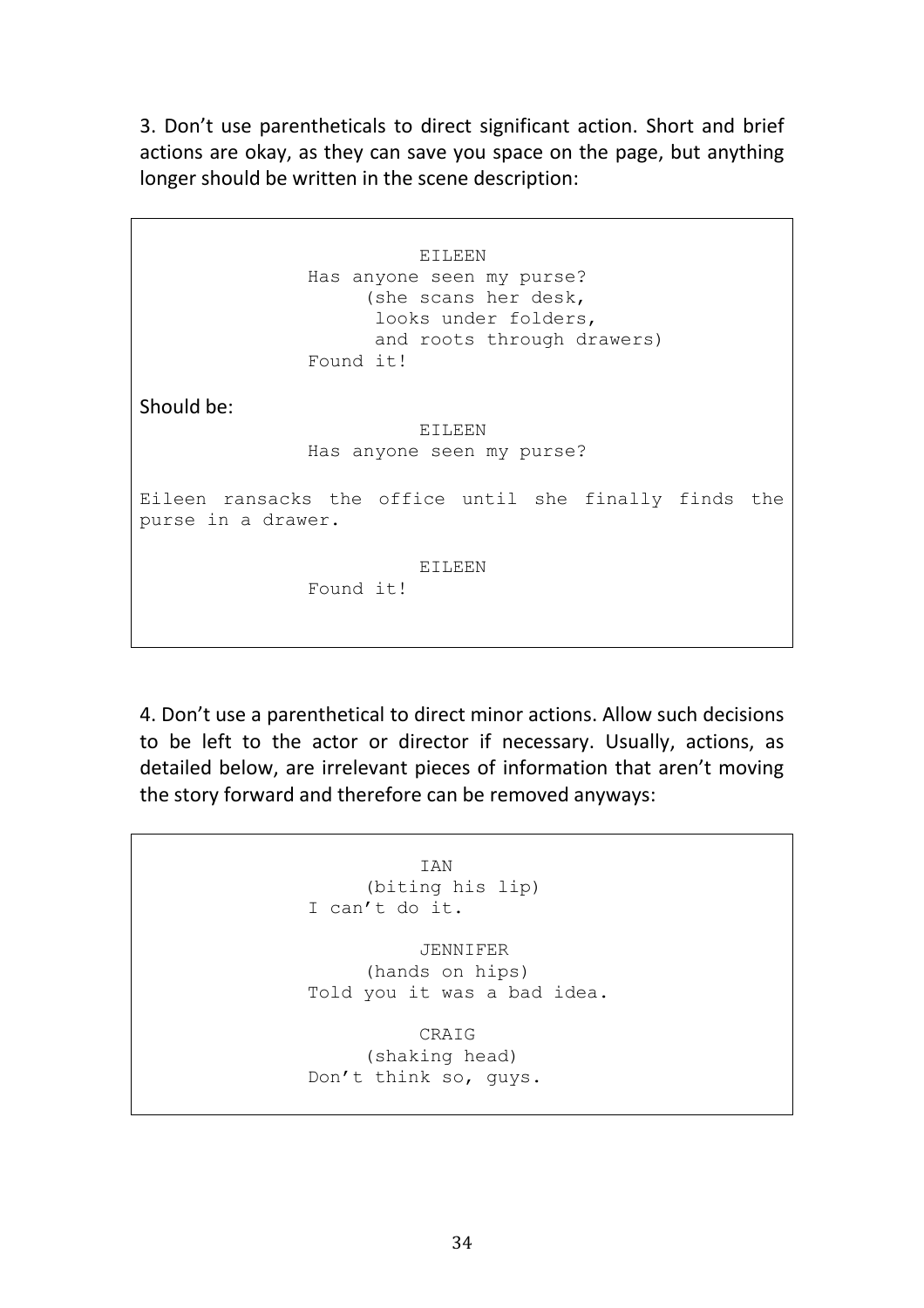3. Don't use parentheticals to direct significant action. Short and brief actions are okay, as they can save you space on the page, but anything longer should be written in the scene description:

```
                    EILEEN
          Has anyone seen my purse?
               (she scans her desk,
                looks under folders,
                and roots through drawers)
          Found it!
```

Should be:

```
                    EILEEN
          Has anyone seen my purse?

Eileen ransacks the office until she finally finds the
purse in a drawer.

                    EILEEN
          Found it!
```

4. Don't use a parenthetical to direct minor actions. Allow such decisions to be left to the actor or director if necessary. Usually, actions, as detailed below, are irrelevant pieces of information that aren't moving the story forward and therefore can be removed anyways:

```
                    IAN
               (biting his lip)
          I can't do it.

                    JENNIFER
               (hands on hips)
          Told you it was a bad idea.

                    CRAIG
               (shaking head)
          Don't think so, guys.
```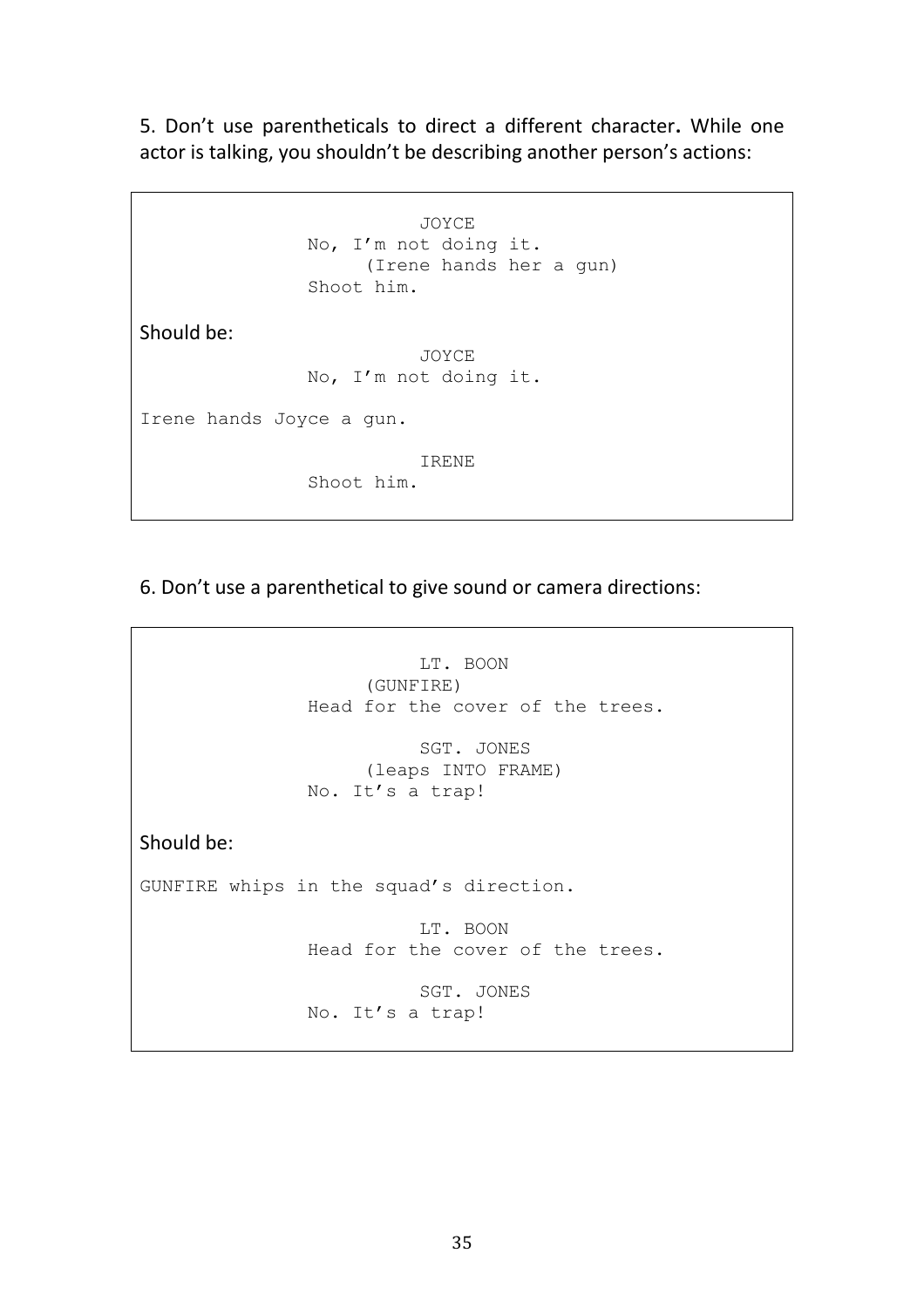5. Don’t use parentheticals to direct a different character**.** While one actor is talking, you shouldn’t be describing another person’s actions:

```
                    JOYCE
          No, I’m not doing it.
               (Irene hands her a gun)
          Shoot him.
```

Should be:

```
                    JOYCE
          No, I’m not doing it.

Irene hands Joyce a gun.

                    IRENE
          Shoot him.
```

6. Don’t use a parenthetical to give sound or camera directions:

```
                    LT. BOON
               (GUNFIRE)
          Head for the cover of the trees.

                    SGT. JONES
               (leaps INTO FRAME)
          No. It’s a trap!
```

Should be:

```
GUNFIRE whips in the squad’s direction.

                    LT. BOON
          Head for the cover of the trees.

                    SGT. JONES
          No. It’s a trap!
```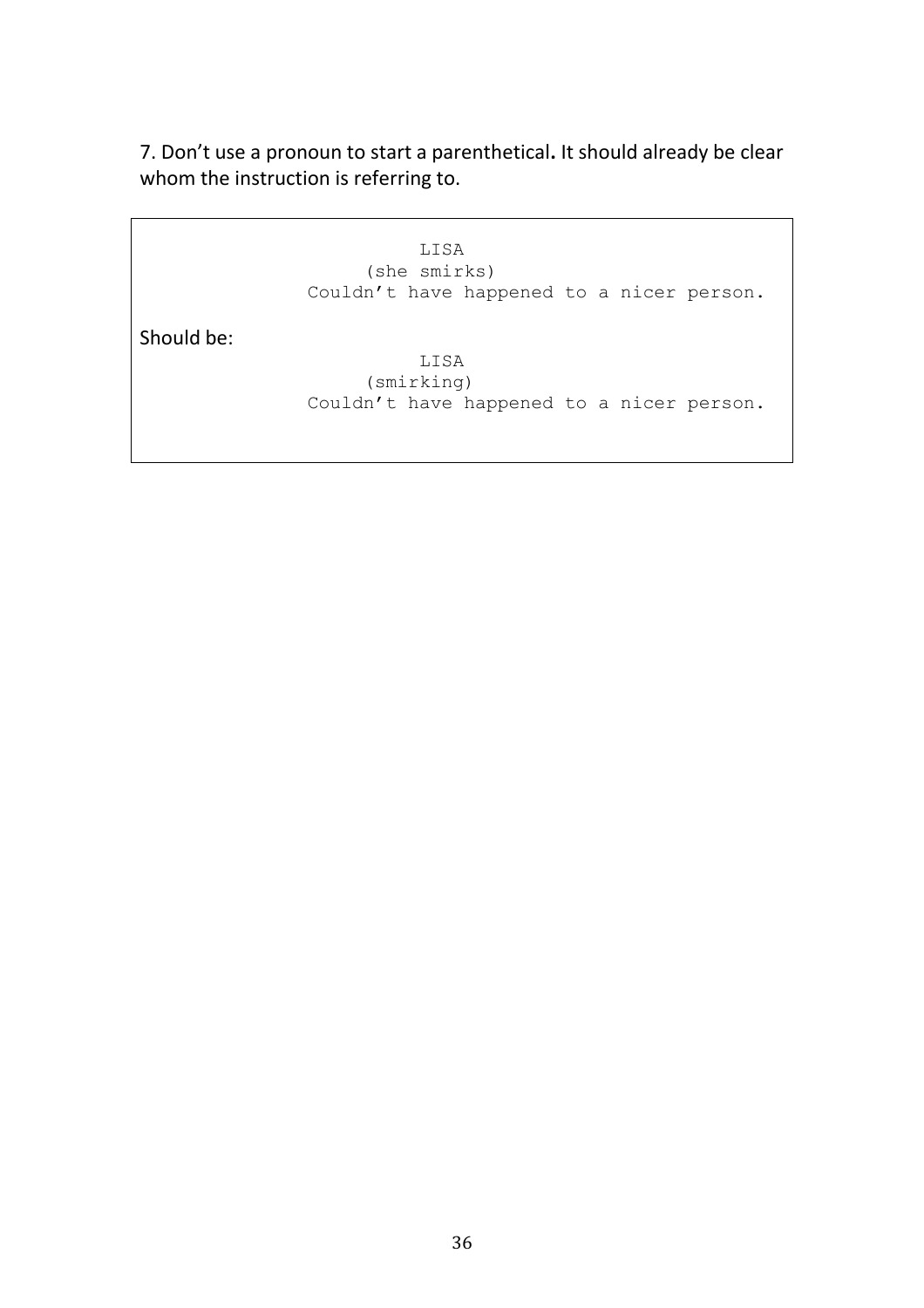7. Don't use a pronoun to start a parenthetical**.** It should already be clear whom the instruction is referring to.

```
                    LISA
               (she smirks)
          Couldn't have happened to a nicer person.
```

Should be:

```
                    LISA
               (smirking)
          Couldn't have happened to a nicer person.
```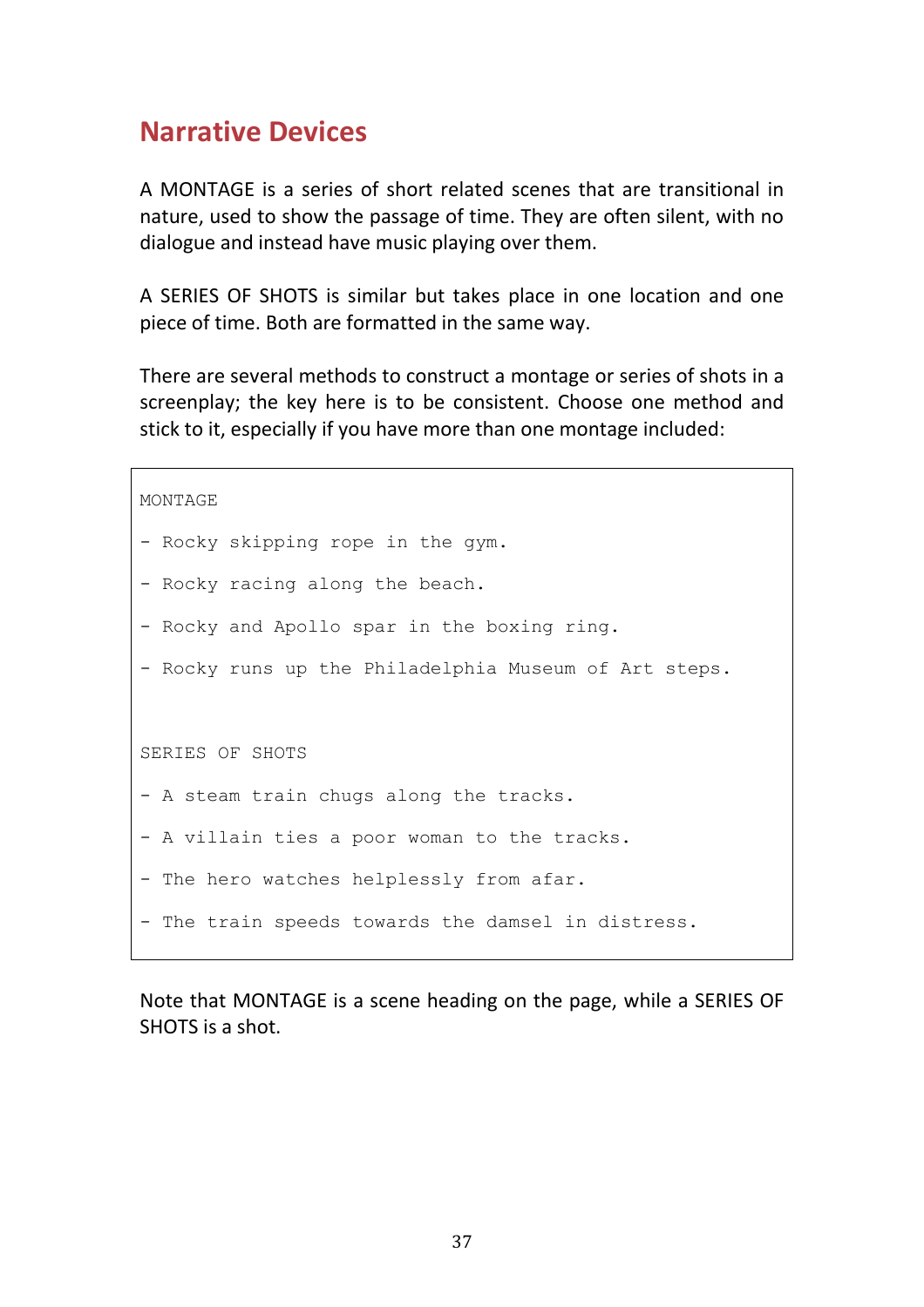## Narrative Devices

A MONTAGE is a series of short related scenes that are transitional in nature, used to show the passage of time. They are often silent, with no dialogue and instead have music playing over them.

A SERIES OF SHOTS is similar but takes place in one location and one piece of time. Both are formatted in the same way.

There are several methods to construct a montage or series of shots in a screenplay; the key here is to be consistent. Choose one method and stick to it, especially if you have more than one montage included:

```
MONTAGE

- Rocky skipping rope in the gym.

- Rocky racing along the beach.

- Rocky and Apollo spar in the boxing ring.

- Rocky runs up the Philadelphia Museum of Art steps.


SERIES OF SHOTS

- A steam train chugs along the tracks.

- A villain ties a poor woman to the tracks.

- The hero watches helplessly from afar.

- The train speeds towards the damsel in distress.
```

Note that MONTAGE is a scene heading on the page, while a SERIES OF SHOTS is a shot.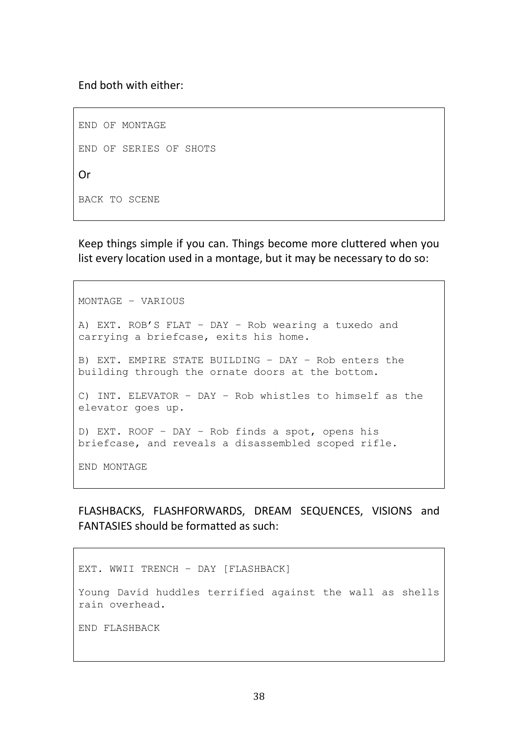End both with either:

```
END OF MONTAGE

END OF SERIES OF SHOTS

Or

BACK TO SCENE
```

Keep things simple if you can. Things become more cluttered when you list every location used in a montage, but it may be necessary to do so:

```
MONTAGE – VARIOUS

A) EXT. ROB’S FLAT – DAY – Rob wearing a tuxedo and
carrying a briefcase, exits his home.

B) EXT. EMPIRE STATE BUILDING – DAY – Rob enters the
building through the ornate doors at the bottom.

C) INT. ELEVATOR – DAY – Rob whistles to himself as the
elevator goes up.

D) EXT. ROOF – DAY – Rob finds a spot, opens his
briefcase, and reveals a disassembled scoped rifle.

END MONTAGE
```

FLASHBACKS, FLASHFORWARDS, DREAM SEQUENCES, VISIONS and FANTASIES should be formatted as such:

```
EXT. WWII TRENCH – DAY [FLASHBACK]

Young David huddles terrified against the wall as shells
rain overhead.

END FLASHBACK
```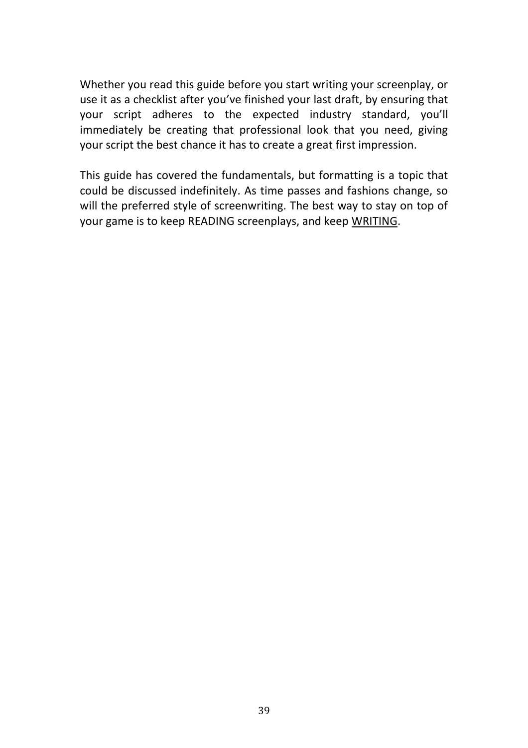Whether you read this guide before you start writing your screenplay, or use it as a checklist after you've finished your last draft, by ensuring that your script adheres to the expected industry standard, you'll immediately be creating that professional look that you need, giving your script the best chance it has to create a great first impression.

This guide has covered the fundamentals, but formatting is a topic that could be discussed indefinitely. As time passes and fashions change, so will the preferred style of screenwriting. The best way to stay on top of your game is to keep READING screenplays, and keep <u>WRITING</u>.